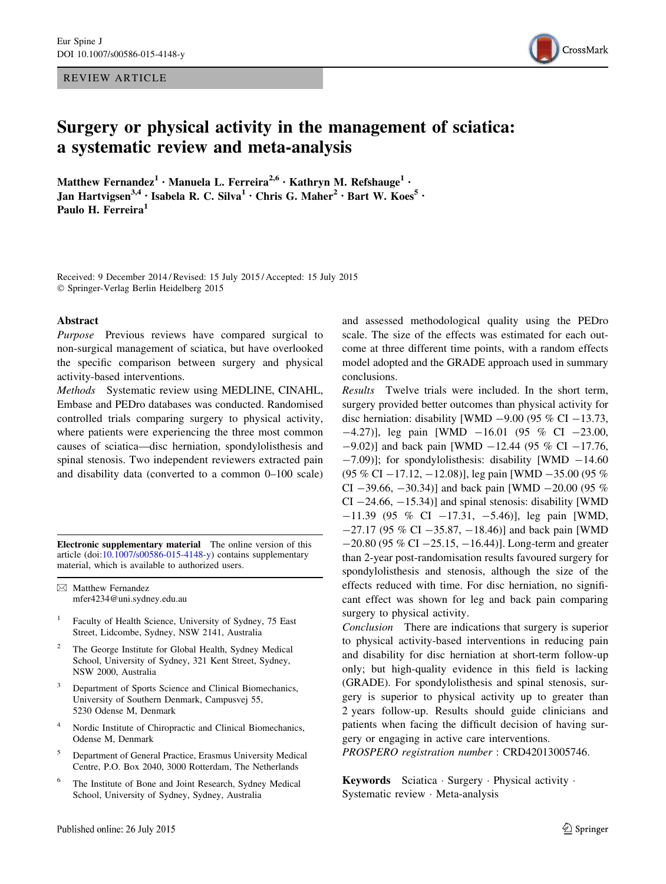REVIEW ARTICLE

# Surgery or physical activity in the management of sciatica: a systematic review and meta-analysis

**Matthew Fernandez[1] · Manuela L. Ferreira[2,6] · Kathryn M. Refshauge[1] · Jan Hartvigsen[3,4] · Isabela R. C. Silva[1] · Chris G. Maher[2] · Bart W. Koes[5] · Paulo H. Ferreira[1]**

Received: 9 December 2014 / Revised: 15 July 2015 / Accepted: 15 July 2015
© Springer-Verlag Berlin Heidelberg 2015

## Abstract

*Purpose* Previous reviews have compared surgical to non-surgical management of sciatica, but have overlooked the specific comparison between surgery and physical activity-based interventions.

*Methods* Systematic review using MEDLINE, CINAHL, Embase and PEDro databases was conducted. Randomised controlled trials comparing surgery to physical activity, where patients were experiencing the three most common causes of sciatica—disc herniation, spondylolisthesis and spinal stenosis. Two independent reviewers extracted pain and disability data (converted to a common 0–100 scale) and assessed methodological quality using the PEDro scale. The size of the effects was estimated for each outcome at three different time points, with a random effects model adopted and the GRADE approach used in summary conclusions.

*Results* Twelve trials were included. In the short term, surgery provided better outcomes than physical activity for disc herniation: disability [WMD −9.00 (95 % CI −13.73, −4.27)], leg pain [WMD −16.01 (95 % CI −23.00, −9.02)] and back pain [WMD −12.44 (95 % CI −17.76, −7.09)]; for spondylolisthesis: disability [WMD −14.60 (95 % CI −17.12, −12.08)], leg pain [WMD −35.00 (95 % CI −39.66, −30.34)] and back pain [WMD −20.00 (95 % CI −24.66, −15.34)] and spinal stenosis: disability [WMD −11.39 (95 % CI −17.31, −5.46)], leg pain [WMD, −27.17 (95 % CI −35.87, −18.46)] and back pain [WMD −20.80 (95 % CI −25.15, −16.44)]. Long-term and greater than 2-year post-randomisation results favoured surgery for spondylolisthesis and stenosis, although the size of the effects reduced with time. For disc herniation, no significant effect was shown for leg and back pain comparing surgery to physical activity.

*Conclusion* There are indications that surgery is superior to physical activity-based interventions in reducing pain and disability for disc herniation at short-term follow-up only; but high-quality evidence in this field is lacking (GRADE). For spondylolisthesis and spinal stenosis, surgery is superior to physical activity up to greater than 2 years follow-up. Results should guide clinicians and patients when facing the difficult decision of having surgery or engaging in active care interventions.

*PROSPERO registration number* : CRD42013005746.

**Keywords** Sciatica · Surgery · Physical activity · Systematic review · Meta-analysis

**Electronic supplementary material** The online version of this article (doi:10.1007/s00586-015-4148-y) contains supplementary material, which is available to authorized users.

✉ Matthew Fernandez
mfer4234@uni.sydney.edu.au

1. Faculty of Health Science, University of Sydney, 75 East Street, Lidcombe, Sydney, NSW 2141, Australia
2. The George Institute for Global Health, Sydney Medical School, University of Sydney, 321 Kent Street, Sydney, NSW 2000, Australia
3. Department of Sports Science and Clinical Biomechanics, University of Southern Denmark, Campusvej 55, 5230 Odense M, Denmark
4. Nordic Institute of Chiropractic and Clinical Biomechanics, Odense M, Denmark
5. Department of General Practice, Erasmus University Medical Centre, P.O. Box 2040, 3000 Rotterdam, The Netherlands
6. The Institute of Bone and Joint Research, Sydney Medical School, University of Sydney, Sydney, Australia

Published online: 26 July 2015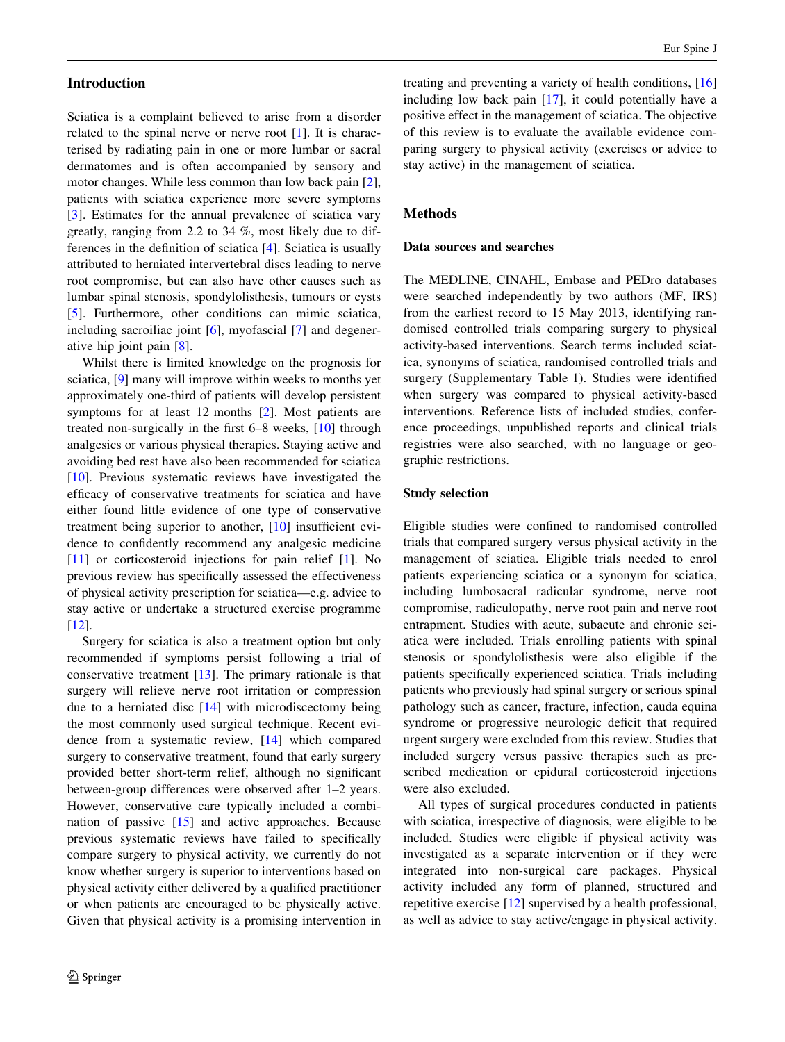## Introduction

Sciatica is a complaint believed to arise from a disorder related to the spinal nerve or nerve root [1]. It is characterised by radiating pain in one or more lumbar or sacral dermatomes and is often accompanied by sensory and motor changes. While less common than low back pain [2], patients with sciatica experience more severe symptoms [3]. Estimates for the annual prevalence of sciatica vary greatly, ranging from 2.2 to 34 %, most likely due to differences in the definition of sciatica [4]. Sciatica is usually attributed to herniated intervertebral discs leading to nerve root compromise, but can also have other causes such as lumbar spinal stenosis, spondylolisthesis, tumours or cysts [5]. Furthermore, other conditions can mimic sciatica, including sacroiliac joint [6], myofascial [7] and degenerative hip joint pain [8].

Whilst there is limited knowledge on the prognosis for sciatica, [9] many will improve within weeks to months yet approximately one-third of patients will develop persistent symptoms for at least 12 months [2]. Most patients are treated non-surgically in the first 6–8 weeks, [10] through analgesics or various physical therapies. Staying active and avoiding bed rest have also been recommended for sciatica [10]. Previous systematic reviews have investigated the efficacy of conservative treatments for sciatica and have either found little evidence of one type of conservative treatment being superior to another, [10] insufficient evidence to confidently recommend any analgesic medicine [11] or corticosteroid injections for pain relief [1]. No previous review has specifically assessed the effectiveness of physical activity prescription for sciatica—e.g. advice to stay active or undertake a structured exercise programme [12].

Surgery for sciatica is also a treatment option but only recommended if symptoms persist following a trial of conservative treatment [13]. The primary rationale is that surgery will relieve nerve root irritation or compression due to a herniated disc [14] with microdiscectomy being the most commonly used surgical technique. Recent evidence from a systematic review, [14] which compared surgery to conservative treatment, found that early surgery provided better short-term relief, although no significant between-group differences were observed after 1–2 years. However, conservative care typically included a combination of passive [15] and active approaches. Because previous systematic reviews have failed to specifically compare surgery to physical activity, we currently do not know whether surgery is superior to interventions based on physical activity either delivered by a qualified practitioner or when patients are encouraged to be physically active. Given that physical activity is a promising intervention in treating and preventing a variety of health conditions, [16] including low back pain [17], it could potentially have a positive effect in the management of sciatica. The objective of this review is to evaluate the available evidence comparing surgery to physical activity (exercises or advice to stay active) in the management of sciatica.

## Methods

### Data sources and searches

The MEDLINE, CINAHL, Embase and PEDro databases were searched independently by two authors (MF, IRS) from the earliest record to 15 May 2013, identifying randomised controlled trials comparing surgery to physical activity-based interventions. Search terms included sciatica, synonyms of sciatica, randomised controlled trials and surgery (Supplementary Table 1). Studies were identified when surgery was compared to physical activity-based interventions. Reference lists of included studies, conference proceedings, unpublished reports and clinical trials registries were also searched, with no language or geographic restrictions.

### Study selection

Eligible studies were confined to randomised controlled trials that compared surgery versus physical activity in the management of sciatica. Eligible trials needed to enrol patients experiencing sciatica or a synonym for sciatica, including lumbosacral radicular syndrome, nerve root compromise, radiculopathy, nerve root pain and nerve root entrapment. Studies with acute, subacute and chronic sciatica were included. Trials enrolling patients with spinal stenosis or spondylolisthesis were also eligible if the patients specifically experienced sciatica. Trials including patients who previously had spinal surgery or serious spinal pathology such as cancer, fracture, infection, cauda equina syndrome or progressive neurologic deficit that required urgent surgery were excluded from this review. Studies that included surgery versus passive therapies such as prescribed medication or epidural corticosteroid injections were also excluded.

All types of surgical procedures conducted in patients with sciatica, irrespective of diagnosis, were eligible to be included. Studies were eligible if physical activity was investigated as a separate intervention or if they were integrated into non-surgical care packages. Physical activity included any form of planned, structured and repetitive exercise [12] supervised by a health professional, as well as advice to stay active/engage in physical activity.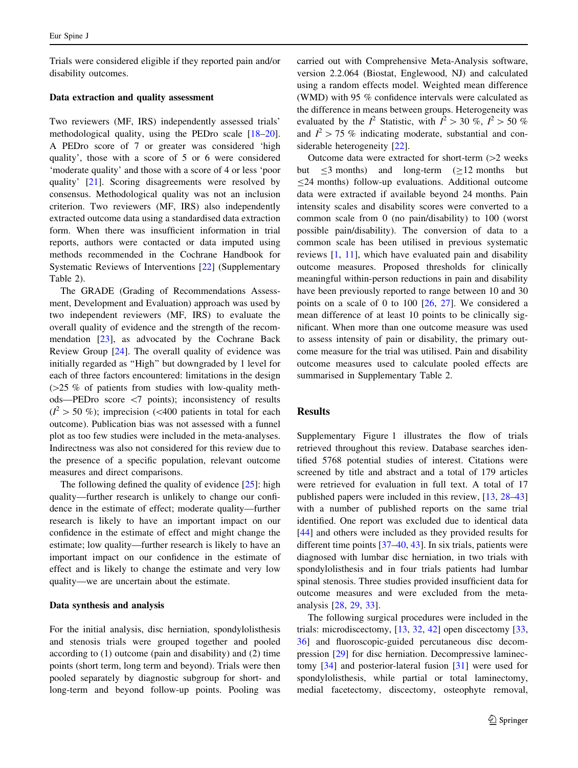Trials were considered eligible if they reported pain and/or disability outcomes.

### Data extraction and quality assessment

Two reviewers (MF, IRS) independently assessed trials' methodological quality, using the PEDro scale [18–20]. A PEDro score of 7 or greater was considered 'high quality', those with a score of 5 or 6 were considered 'moderate quality' and those with a score of 4 or less 'poor quality' [21]. Scoring disagreements were resolved by consensus. Methodological quality was not an inclusion criterion. Two reviewers (MF, IRS) also independently extracted outcome data using a standardised data extraction form. When there was insufficient information in trial reports, authors were contacted or data imputed using methods recommended in the Cochrane Handbook for Systematic Reviews of Interventions [22] (Supplementary Table 2).

The GRADE (Grading of Recommendations Assessment, Development and Evaluation) approach was used by two independent reviewers (MF, IRS) to evaluate the overall quality of evidence and the strength of the recommendation [23], as advocated by the Cochrane Back Review Group [24]. The overall quality of evidence was initially regarded as "High" but downgraded by 1 level for each of three factors encountered: limitations in the design (>25 % of patients from studies with low-quality methods—PEDro score <7 points); inconsistency of results ($I^2 > 50$ %); imprecision (<400 patients in total for each outcome). Publication bias was not assessed with a funnel plot as too few studies were included in the meta-analyses. Indirectness was also not considered for this review due to the presence of a specific population, relevant outcome measures and direct comparisons.

The following defined the quality of evidence [25]: high quality—further research is unlikely to change our confidence in the estimate of effect; moderate quality—further research is likely to have an important impact on our confidence in the estimate of effect and might change the estimate; low quality—further research is likely to have an important impact on our confidence in the estimate of effect and is likely to change the estimate and very low quality—we are uncertain about the estimate.

### Data synthesis and analysis

For the initial analysis, disc herniation, spondylolisthesis and stenosis trials were grouped together and pooled according to (1) outcome (pain and disability) and (2) time points (short term, long term and beyond). Trials were then pooled separately by diagnostic subgroup for short- and long-term and beyond follow-up points. Pooling was carried out with Comprehensive Meta-Analysis software, version 2.2.064 (Biostat, Englewood, NJ) and calculated using a random effects model. Weighted mean difference (WMD) with 95 % confidence intervals were calculated as the difference in means between groups. Heterogeneity was evaluated by the $I^2$ Statistic, with $I^2 > 30$ %, $I^2 > 50$ % and $I^2 > 75$ % indicating moderate, substantial and considerable heterogeneity [22].

Outcome data were extracted for short-term (>2 weeks but ≤3 months) and long-term (≥12 months but ≤24 months) follow-up evaluations. Additional outcome data were extracted if available beyond 24 months. Pain intensity scales and disability scores were converted to a common scale from 0 (no pain/disability) to 100 (worst possible pain/disability). The conversion of data to a common scale has been utilised in previous systematic reviews [1, 11], which have evaluated pain and disability outcome measures. Proposed thresholds for clinically meaningful within-person reductions in pain and disability have been previously reported to range between 10 and 30 points on a scale of 0 to 100 [26, 27]. We considered a mean difference of at least 10 points to be clinically significant. When more than one outcome measure was used to assess intensity of pain or disability, the primary outcome measure for the trial was utilised. Pain and disability outcome measures used to calculate pooled effects are summarised in Supplementary Table 2.

## Results

Supplementary Figure 1 illustrates the flow of trials retrieved throughout this review. Database searches identified 5768 potential studies of interest. Citations were screened by title and abstract and a total of 179 articles were retrieved for evaluation in full text. A total of 17 published papers were included in this review, [13, 28–43] with a number of published reports on the same trial identified. One report was excluded due to identical data [44] and others were included as they provided results for different time points [37–40, 43]. In six trials, patients were diagnosed with lumbar disc herniation, in two trials with spondylolisthesis and in four trials patients had lumbar spinal stenosis. Three studies provided insufficient data for outcome measures and were excluded from the meta-analysis [28, 29, 33].

The following surgical procedures were included in the trials: microdiscectomy, [13, 32, 42] open discectomy [33, 36] and fluoroscopic-guided percutaneous disc decompression [29] for disc herniation. Decompressive laminectomy [34] and posterior-lateral fusion [31] were used for spondylolisthesis, while partial or total laminectomy, medial facetectomy, discectomy, osteophyte removal,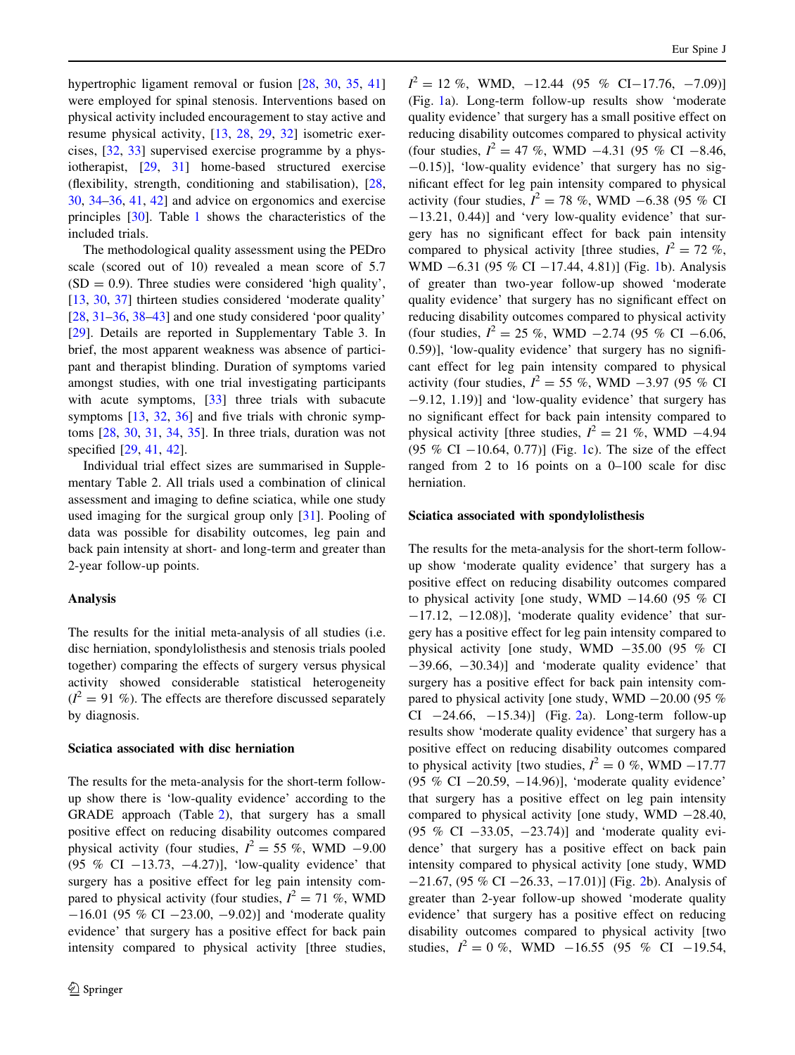hypertrophic ligament removal or fusion [28, 30, 35, 41] were employed for spinal stenosis. Interventions based on physical activity included encouragement to stay active and resume physical activity, [13, 28, 29, 32] isometric exercises, [32, 33] supervised exercise programme by a physiotherapist, [29, 31] home-based structured exercise (flexibility, strength, conditioning and stabilisation), [28, 30, 34–36, 41, 42] and advice on ergonomics and exercise principles [30]. Table 1 shows the characteristics of the included trials.

The methodological quality assessment using the PEDro scale (scored out of 10) revealed a mean score of 5.7 (SD = 0.9). Three studies were considered 'high quality', [13, 30, 37] thirteen studies considered 'moderate quality' [28, 31–36, 38–43] and one study considered 'poor quality' [29]. Details are reported in Supplementary Table 3. In brief, the most apparent weakness was absence of participant and therapist blinding. Duration of symptoms varied amongst studies, with one trial investigating participants with acute symptoms, [33] three trials with subacute symptoms [13, 32, 36] and five trials with chronic symptoms [28, 30, 31, 34, 35]. In three trials, duration was not specified [29, 41, 42].

Individual trial effect sizes are summarised in Supplementary Table 2. All trials used a combination of clinical assessment and imaging to define sciatica, while one study used imaging for the surgical group only [31]. Pooling of data was possible for disability outcomes, leg pain and back pain intensity at short- and long-term and greater than 2-year follow-up points.

### Analysis

The results for the initial meta-analysis of all studies (i.e. disc herniation, spondylolisthesis and stenosis trials pooled together) comparing the effects of surgery versus physical activity showed considerable statistical heterogeneity ($I^2 = 91$ %). The effects are therefore discussed separately by diagnosis.

### Sciatica associated with disc herniation

The results for the meta-analysis for the short-term follow-up show there is 'low-quality evidence' according to the GRADE approach (Table 2), that surgery has a small positive effect on reducing disability outcomes compared physical activity (four studies, $I^2 = 55$ %, WMD −9.00 (95 % CI −13.73, −4.27)], 'low-quality evidence' that surgery has a positive effect for leg pain intensity compared to physical activity (four studies, $I^2 = 71$ %, WMD −16.01 (95 % CI −23.00, −9.02)] and 'moderate quality evidence' that surgery has a positive effect for back pain intensity compared to physical activity [three studies, $I^2 = 12$ %, WMD, −12.44 (95 % CI−17.76, −7.09)] (Fig. 1a). Long-term follow-up results show 'moderate quality evidence' that surgery has a small positive effect on reducing disability outcomes compared to physical activity (four studies, $I^2 = 47$ %, WMD −4.31 (95 % CI −8.46, −0.15)], 'low-quality evidence' that surgery has no significant effect for leg pain intensity compared to physical activity (four studies, $I^2 = 78$ %, WMD −6.38 (95 % CI −13.21, 0.44)] and 'very low-quality evidence' that surgery has no significant effect for back pain intensity compared to physical activity [three studies, $I^2 = 72$ %, WMD −6.31 (95 % CI −17.44, 4.81)] (Fig. 1b). Analysis of greater than two-year follow-up showed 'moderate quality evidence' that surgery has no significant effect on reducing disability outcomes compared to physical activity (four studies, $I^2 = 25$ %, WMD −2.74 (95 % CI −6.06, 0.59)], 'low-quality evidence' that surgery has no significant effect for leg pain intensity compared to physical activity (four studies, $I^2 = 55$ %, WMD −3.97 (95 % CI −9.12, 1.19)] and 'low-quality evidence' that surgery has no significant effect for back pain intensity compared to physical activity [three studies, $I^2 = 21$ %, WMD −4.94 (95 % CI −10.64, 0.77)] (Fig. 1c). The size of the effect ranged from 2 to 16 points on a 0–100 scale for disc herniation.

### Sciatica associated with spondylolisthesis

The results for the meta-analysis for the short-term follow-up show 'moderate quality evidence' that surgery has a positive effect on reducing disability outcomes compared to physical activity [one study, WMD −14.60 (95 % CI −17.12, −12.08)], 'moderate quality evidence' that surgery has a positive effect for leg pain intensity compared to physical activity [one study, WMD −35.00 (95 % CI −39.66, −30.34)] and 'moderate quality evidence' that surgery has a positive effect for back pain intensity compared to physical activity [one study, WMD −20.00 (95 % CI −24.66, −15.34)] (Fig. 2a). Long-term follow-up results show 'moderate quality evidence' that surgery has a positive effect on reducing disability outcomes compared to physical activity [two studies, $I^2 = 0$ %, WMD −17.77 (95 % CI −20.59, −14.96)], 'moderate quality evidence' that surgery has a positive effect on leg pain intensity compared to physical activity [one study, WMD −28.40, (95 % CI −33.05, −23.74)] and 'moderate quality evidence' that surgery has a positive effect on back pain intensity compared to physical activity [one study, WMD −21.67, (95 % CI −26.33, −17.01)] (Fig. 2b). Analysis of greater than 2-year follow-up showed 'moderate quality evidence' that surgery has a positive effect on reducing disability outcomes compared to physical activity [two studies, $I^2 = 0$ %, WMD −16.55 (95 % CI −19.54,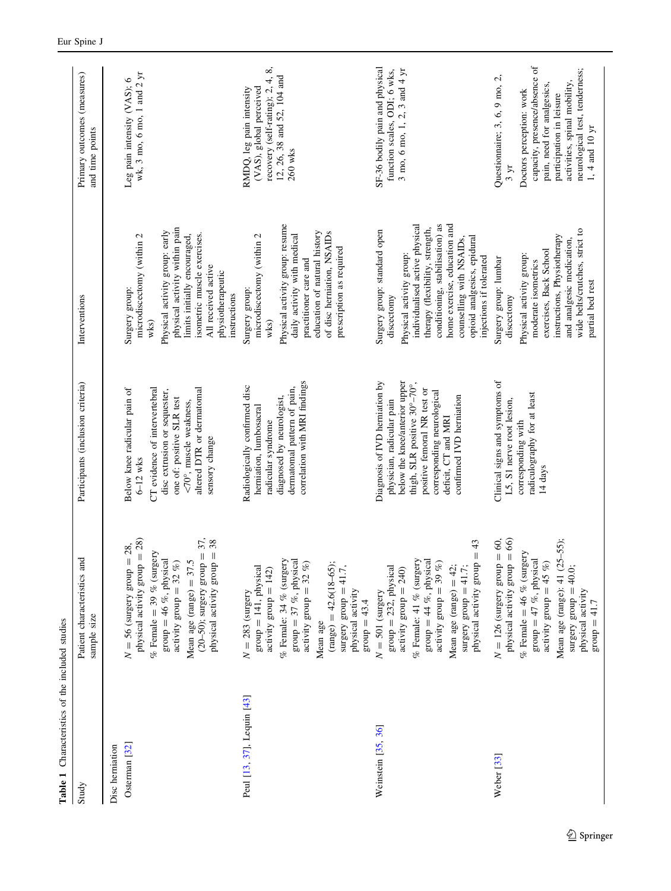**Table 1** Characteristics of the included studies

| Study | Patient characteristics and sample size | Participants (inclusion criteria) | Interventions | Primary outcomes (measures) and time points |
|---|---|---|---|---|
| Disc herniation | | | | |
| Osterman [32] | N = 56 (surgery group = 28, physical activity group = 28)<br>% Female = 39 % (surgery group = 46 %, physical activity group = 32 %)<br>Mean age (range) = 37.5 (20–50); surgery group = 37, physical activity group = 38 | Below knee radicular pain of 6–12 wks<br>CT evidence of intervertebral disc extrusion or sequester, one of: positive SLR test <70°, muscle weakness, altered DTR or dermatomal sensory change | Surgery group: microdiscectomy (within 2 wks)<br>Physical activity group: early physical activity within pain limits initially encouraged, isometric muscle exercises. All received active physiotherapeutic instructions | Leg pain intensity (VAS); 6 wk, 3 mo, 6 mo, 1 and 2 yr |
| Peul [13, 37], Lequin [43] | N = 283 (surgery group = 141, physical activity group = 142)<br>% Female: 34 % (surgery group = 37 %, physical activity group = 32 %)<br>Mean age (range) = 42.6(18–65); surgery group = 41.7, physical activity group = 43.4 | Radiologically confirmed disc herniation, lumbosacral radicular syndrome diagnosed by neurologist, dermatomal pattern of pain, correlation with MRI findings | Surgery group: microdiscectomy (within 2 wks)<br>Physical activity group: resume daily activity with medical practitioner care and education of natural history of disc herniation, NSAIDs prescription as required | RMDQ, leg pain intensity (VAS), global perceived recovery (self-rating); 2, 4, 8, 12, 26, 38 and 52, 104 and 260 wks |
| Weinstein [35, 36] | N = 501 (surgery group = 232, physical activity group = 240)<br>% Female: 41 % (surgery group = 44 %, physical activity group = 39 %)<br>Mean age (range) = 42; surgery group = 41.7; physical activity group = 43 | Diagnosis of IVD herniation by physician, radicular pain below the knee/anterior upper thigh, SLR positive 30°–70°, positive femoral NR test or corresponding neurological deficit, CT and MRI confirmed IVD herniation | Surgery group: standard open discectomy<br>Physical activity group: individualised active physical therapy (flexibility, strength, conditioning, stabilisation) as home exercise, education and counselling with NSAIDs, opioid analgesics, epidural injections if tolerated | SF-36 bodily pain and physical function scales, ODI; 6 wks, 3 mo, 6 mo, 1, 2, 3 and 4 yr |
| Weber [33] | N = 126 (surgery group = 60, physical activity group = 66)<br>% Female = 46 % (surgery group = 47 %, physical activity group = 45 %)<br>Mean age (range): 41 (25–55); surgery group = 40.0; physical activity group = 41.7 | Clinical signs and symptoms of L5, S1 nerve root lesion, corresponding with radiculography for at least 14 days | Surgery group: lumbar discectomy<br>Physical activity group: moderate isometrics exercises, Back School instructions, Physiotherapy and analgesic medication, wide belts/crutches, strict to partial bed rest | Questionnaire; 3, 6, 9 mo, 2, 3 yr<br>Doctors perception: work capacity, presence/absence of pain, need for analgesics, participation in leisure activities, spinal mobility, neurological test, tenderness; 1, 4 and 10 yr |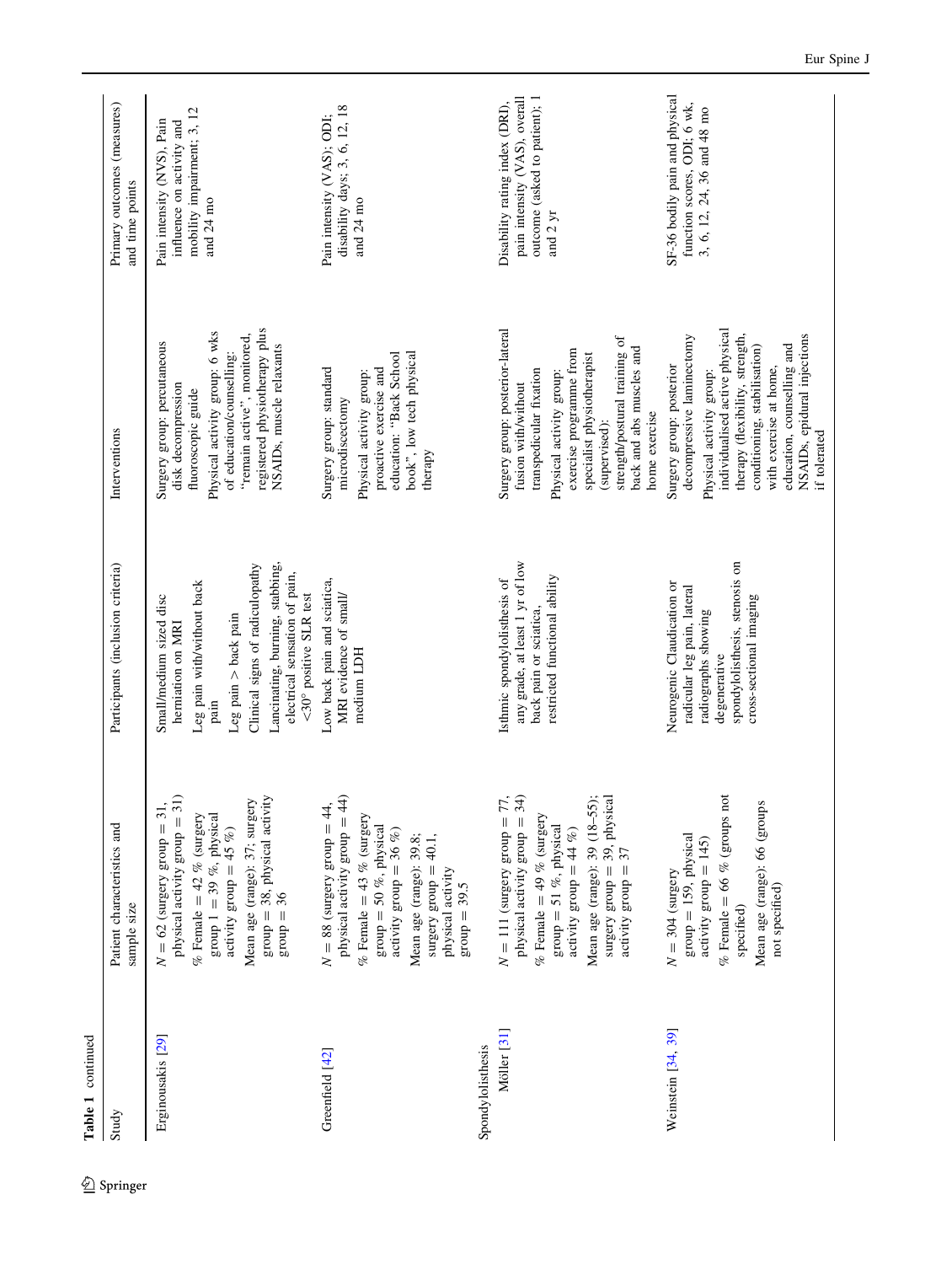**Table 1** continued

| Study | Patient characteristics and sample size | Participants (inclusion criteria) | Interventions | Primary outcomes (measures) and time points |
|---|---|---|---|---|
| Erginousakis [29] | N = 62 (surgery group = 31, physical activity group = 31)<br>% Female = 42 % (surgery group 1 = 39 %, physical activity group = 45 %)<br>Mean age (range): 37; surgery group = 38, physical activity group = 36 | Small/medium sized disc herniation on MRI<br>Leg pain with/without back pain<br>Leg pain > back pain<br>Clinical signs of radiculopathy<br>Lancinating, burning, stabbing, electrical sensation of pain, <30° positive SLR test | Surgery group: percutaneous disk decompression fluoroscopic guide<br>Physical activity group: 6 wks of education/counselling: "remain active", monitored, registered physiotherapy plus NSAIDs, muscle relaxants | Pain intensity (NVS), Pain influence on activity and mobility impairment; 3, 12 and 24 mo |
| Greenfield [42] | N = 88 (surgery group = 44, physical activity group = 44)<br>% Female = 43 % (surgery group = 50 %, physical activity group = 36 %)<br>Mean age (range): 39.8; surgery group = 40.1, physical activity group = 39.5 | Low back pain and sciatica, MRI evidence of small/medium LDH | Surgery group: standard microdiscectomy<br>Physical activity group: proactive exercise and education: "Back School book", low tech physical therapy | Pain intensity (VAS); ODI; disability days; 3, 6, 12, 18 and 24 mo |
| Spondylolisthesis | | | | |
| Möller [31] | N = 111 (surgery group = 77, physical activity group = 34)<br>% Female = 49 % (surgery group = 51 %, physical activity group = 44 %)<br>Mean age (range): 39 (18–55); surgery group = 39, physical activity group = 37 | Isthmic spondylolisthesis of any grade, at least 1 yr of low back pain or sciatica, restricted functional ability | Surgery group: posterior-lateral fusion with/without transpedicular fixation<br>Physical activity group: exercise programme from specialist physiotherapist (supervised): strength/postural training of back and abs muscles and home exercise | Disability rating index (DRI), pain intensity (VAS), overall outcome (asked to patient); 1 and 2 yr |
| Weinstein [34, 39] | N = 304 (surgery group = 159, physical activity group = 145)<br>% Female = 66 % (groups not specified)<br>Mean age (range): 66 (groups not specified) | Neurogenic Claudication or radicular leg pain, lateral radiographs showing degenerative spondylolisthesis, stenosis on cross-sectional imaging | Surgery group: posterior decompressive laminectomy<br>Physical activity group: individualised active physical therapy (flexibility, strength, conditioning, stabilisation) with exercise at home, education, counselling and NSAIDs, epidural injections if tolerated | SF-36 bodily pain and physical function scores, ODI; 6 wk, 3, 6, 12, 24, 36 and 48 mo |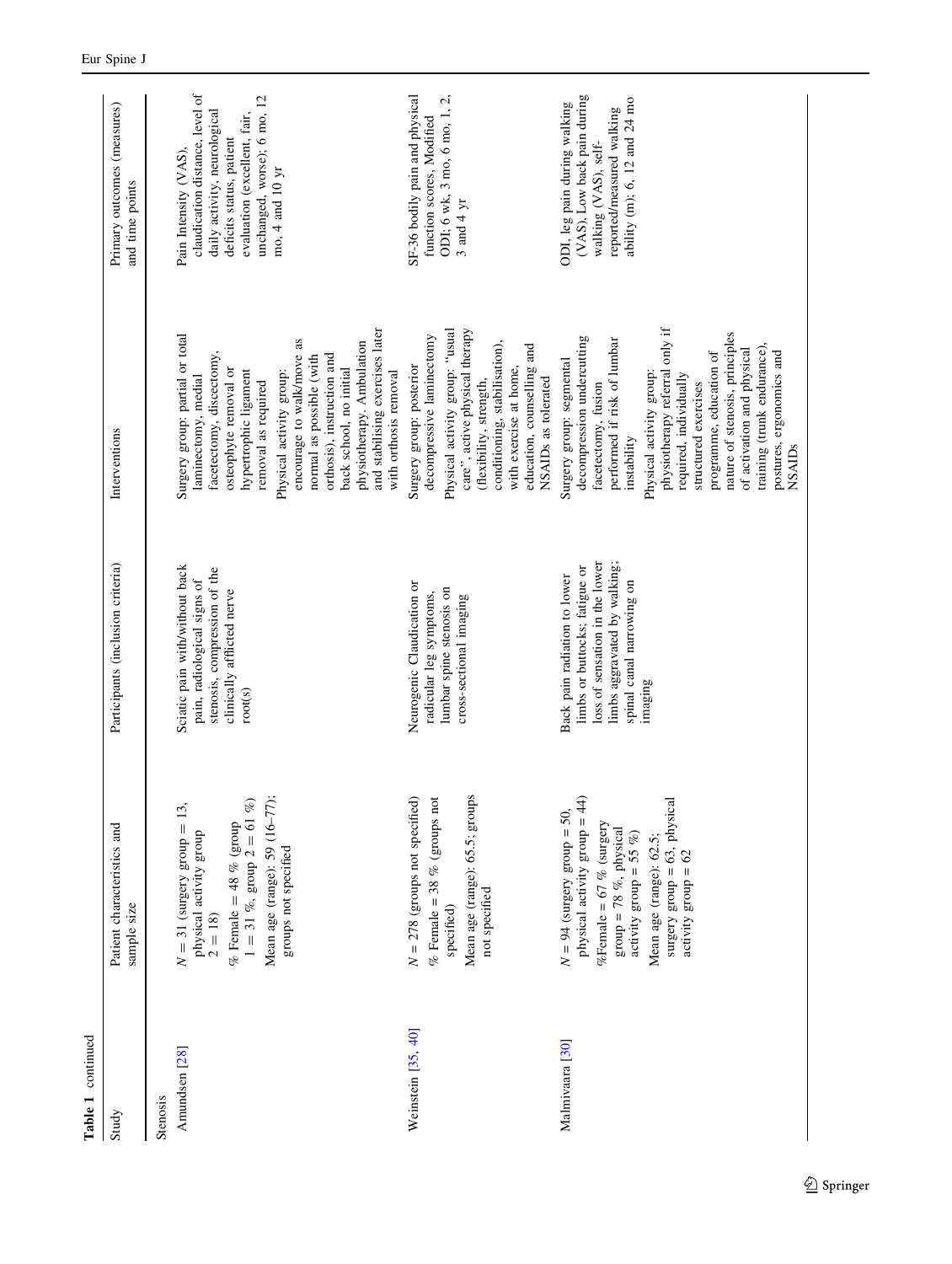**Table 1** continued

| Study | Patient characteristics and sample size | Participants (inclusion criteria) | Interventions | Primary outcomes (measures) and time points |
| --- | --- | --- | --- | --- |
| Stenosis | | | | |
| Amundsen [28] | $N = 31$ (surgery group = 13, physical activity group 2 = 18)<br>% Female = 48 % (group 1 = 31 %, group 2 = 61 %)<br>Mean age (range): 59 (16–77); groups not specified | Sciatic pain with/without back pain, radiological signs of stenosis, compression of the clinically afflicted nerve root(s) | Surgery group: partial or total laminectomy, medial facetectomy, discectomy, osteophyte removal or hypertrophic ligament removal as required<br>Physical activity group: encourage to walk/move as normal as possible (with orthosis), instruction and back school, no initial physiotherapy. Ambulation and stabilising exercises later with orthosis removal | Pain Intensity (VAS), claudication distance, level of daily activity, neurological deficits status, patient evaluation (excellent, fair, unchanged, worse); 6 mo, 12 mo, 4 and 10 yr |
| Weinstein [35, 40] | $N = 278$ (groups not specified)<br>% Female = 38 % (groups not specified)<br>Mean age (range): 65.5; groups not specified | Neurogenic Claudication or radicular leg symptoms, lumbar spine stenosis on cross-sectional imaging | Surgery group: posterior decompressive laminectomy<br>Physical activity group: "usual care", active physical therapy (flexibility, strength, conditioning, stabilisation), with exercise at home, education, counselling and NSAIDs as tolerated | SF-36 bodily pain and physical function scores, Modified ODI; 6 wk, 3 mo, 6 mo, 1, 2, 3 and 4 yr |
| Malmivaara [30] | $N = 94$ (surgery group = 50, physical activity group = 44)<br>%Female = 67 % (surgery group = 78 %, physical activity group = 55 %)<br>Mean age (range): 62.5; surgery group = 63, physical activity group = 62 | Back pain radiation to lower limbs or buttocks; fatigue or loss of sensation in the lower limbs aggravated by walking; spinal canal narrowing on imaging | Surgery group: segmental decompression undercutting facetectomy, fusion performed if risk of lumbar instability<br>Physical activity group: physiotherapy referral only if required, individually structured exercises programme, education of nature of stenosis, principles of activation and physical training (trunk endurance), postures, ergonomics and NSAIDs | ODI, leg pain during walking (VAS), Low back pain during walking (VAS), self-reported/measured walking ability (m); 6, 12 and 24 mo |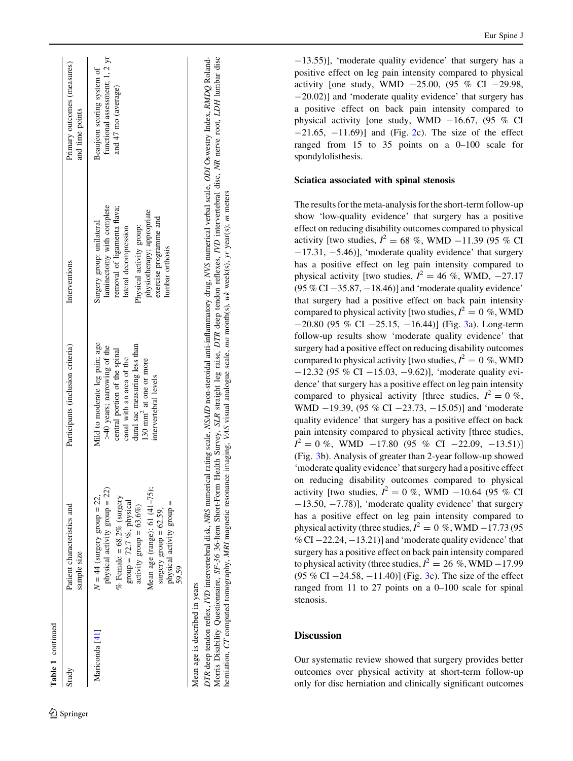**Table 1** continued

| Study | Patient characteristics and sample size | Participants (inclusion criteria) | Interventions | Primary outcomes (measures) and time points |
|---|---|---|---|---|
| Mariconda [41] | N = 44 (surgery group = 22, physical activity group = 22)<br>% Female = 68.2% (surgery group = 72.7 %, physical activity group = 63.6%)<br>Mean age (range): 61 (41–75); surgery group = 62.59, physical activity group = 59.59 | Mild to moderate leg pain; age >40 years; narrowing of the central portion of the spinal canal with an area of the dural sac measuring less than 130 mm$^2$ at one or more intervertebral levels | Surgery group: unilateral laminectomy with complete removal of ligamenta flava; lateral decompression<br>Physical activity group: physiotherapy; appropriate exercise programme and lumbar orthosis | Beaujeon scoring system of functional assessment; 1, 2 yr and 47 mo (average) |

Mean age is described in years

*DTR* deep tendon reflex, *IVD* intervertebral disk, *NRS* numerical rating scale, *NSAID* non-steroidal anti-inflammatory drug, *NVS* numerical verbal scale, *ODI* Oswestry Index, *RMDQ* Roland-Morris Disability Questionnaire, *SF-36* 36-Item Short-Form Health Survey, *SLR* straight leg raise, *DTR* deep tendon reflexes, *IVD* intervertebral disc, *NR* nerve root, *LDH* lumbar disc herniation, *CT* computed tomography, *MRI* magnetic resonance imaging, *VAS* visual analogue scale, *mo* month(s), *wk* week(s), *yr* year(s); *m* meters

−13.55)], 'moderate quality evidence' that surgery has a positive effect on leg pain intensity compared to physical activity [one study, WMD −25.00, (95 % CI −29.98, −20.02)] and 'moderate quality evidence' that surgery has a positive effect on back pain intensity compared to physical activity [one study, WMD −16.67, (95 % CI −21.65, −11.69)] and (Fig. 2c). The size of the effect ranged from 15 to 35 points on a 0–100 scale for spondylolisthesis.

### Sciatica associated with spinal stenosis

The results for the meta-analysis for the short-term follow-up show 'low-quality evidence' that surgery has a positive effect on reducing disability outcomes compared to physical activity [two studies, $I^2 = 68$ %, WMD −11.39 (95 % CI −17.31, −5.46)], 'moderate quality evidence' that surgery has a positive effect on leg pain intensity compared to physical activity [two studies, $I^2 = 46$ %, WMD, −27.17 (95 % CI −35.87, −18.46)] and 'moderate quality evidence' that surgery had a positive effect on back pain intensity compared to physical activity [two studies, $I^2 = 0$ %, WMD −20.80 (95 % CI −25.15, −16.44)] (Fig. 3a). Long-term follow-up results show 'moderate quality evidence' that surgery had a positive effect on reducing disability outcomes compared to physical activity [two studies, $I^2 = 0$ %, WMD −12.32 (95 % CI −15.03, −9.62)], 'moderate quality evidence' that surgery has a positive effect on leg pain intensity compared to physical activity [three studies, $I^2 = 0$ %, WMD −19.39, (95 % CI −23.73, −15.05)] and 'moderate quality evidence' that surgery has a positive effect on back pain intensity compared to physical activity [three studies, $I^2 = 0$ %, WMD −17.80 (95 % CI −22.09, −13.51)] (Fig. 3b). Analysis of greater than 2-year follow-up showed 'moderate quality evidence' that surgery had a positive effect on reducing disability outcomes compared to physical activity [two studies, $I^2 = 0$ %, WMD −10.64 (95 % CI −13.50, −7.78)], 'moderate quality evidence' that surgery has a positive effect on leg pain intensity compared to physical activity (three studies, $I^2 = 0$ %, WMD −17.73 (95 % CI −22.24, −13.21)] and 'moderate quality evidence' that surgery has a positive effect on back pain intensity compared to physical activity (three studies, $I^2 = 26$ %, WMD −17.99 (95 % CI −24.58, −11.40)] (Fig. 3c). The size of the effect ranged from 11 to 27 points on a 0–100 scale for spinal stenosis.

## Discussion

Our systematic review showed that surgery provides better outcomes over physical activity at short-term follow-up only for disc herniation and clinically significant outcomes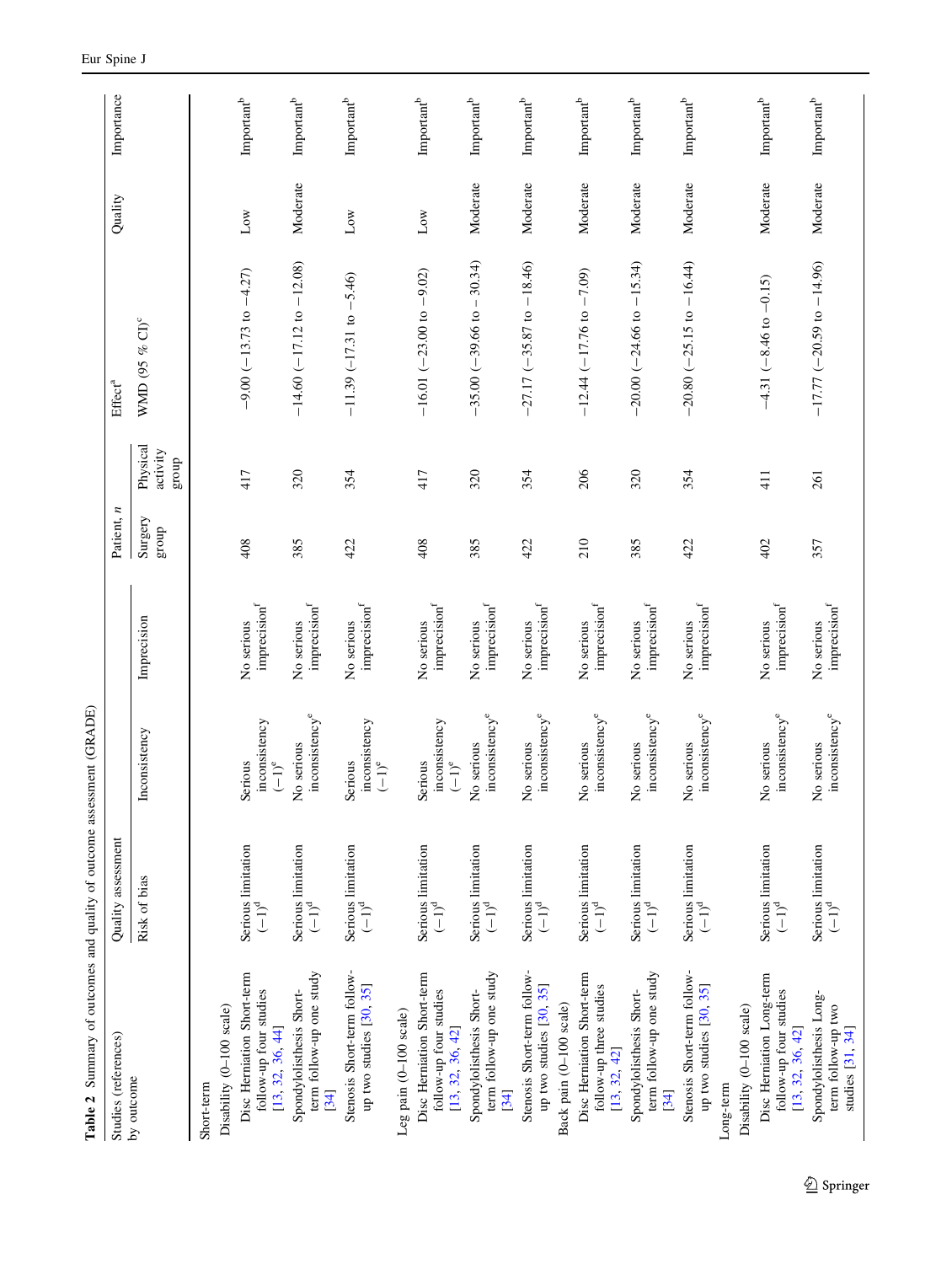**Table 2** Summary of outcomes and quality of outcome assessment (GRADE)

| Studies (references) by outcome | Quality assessment | | | Patient, *n* | | Effect[a] | Quality | Importance |
|---|---|---|---|---|---|---|---|---|
| | Risk of bias | Inconsistency | Imprecision | Surgery group | Physical activity group | WMD (95 % CI)[c] | | |
| Short-term | | | | | | | | |
| Disability (0–100 scale) | | | | | | | | |
| Disc Herniation Short-term follow-up four studies [13, 32, 36, 44] | Serious limitation (−1)[d] | Serious inconsistency (−1)[e] | No serious imprecision[f] | 408 | 417 | −9.00 (−13.73 to −4.27) | Low | Important[b] |
| Spondylolisthesis Short-term follow-up one study [34] | Serious limitation (−1)[d] | No serious inconsistency[e] | No serious imprecision[f] | 385 | 320 | −14.60 (−17.12 to −12.08) | Moderate | Important[b] |
| Stenosis Short-term follow-up two studies [30, 35] | Serious limitation (−1)[d] | Serious inconsistency (−1)[e] | No serious imprecision[f] | 422 | 354 | −11.39 (−17.31 to −5.46) | Low | Important[b] |
| Leg pain (0–100 scale) | | | | | | | | |
| Disc Herniation Short-term follow-up four studies [13, 32, 36, 42] | Serious limitation (−1)[d] | Serious inconsistency (−1)[e] | No serious imprecision[f] | 408 | 417 | −16.01 (−23.00 to −9.02) | Low | Important[b] |
| Spondylolisthesis Short-term follow-up one study [34] | Serious limitation (−1)[d] | No serious inconsistency[e] | No serious imprecision[f] | 385 | 320 | −35.00 (−39.66 to − 30.34) | Moderate | Important[b] |
| Stenosis Short-term follow-up two studies [30, 35] | Serious limitation (−1)[d] | No serious inconsistency[e] | No serious imprecision[f] | 422 | 354 | −27.17 (−35.87 to −18.46) | Moderate | Important[b] |
| Back pain (0–100 scale) | | | | | | | | |
| Disc Herniation Short-term follow-up three studies [13, 32, 42] | Serious limitation (−1)[d] | No serious inconsistency[e] | No serious imprecision[f] | 210 | 206 | −12.44 (−17.76 to −7.09) | Moderate | Important[b] |
| Spondylolisthesis Short-term follow-up one study [34] | Serious limitation (−1)[d] | No serious inconsistency[e] | No serious imprecision[f] | 385 | 320 | −20.00 (−24.66 to −15.34) | Moderate | Important[b] |
| Stenosis Short-term follow-up two studies [30, 35] | Serious limitation (−1)[d] | No serious inconsistency[e] | No serious imprecision[f] | 422 | 354 | −20.80 (−25.15 to −16.44) | Moderate | Important[b] |
| Long-term | | | | | | | | |
| Disability (0–100 scale) | | | | | | | | |
| Disc Herniation Long-term follow-up four studies [13, 32, 36, 42] | Serious limitation (−1)[d] | No serious inconsistency[e] | No serious imprecision[f] | 402 | 411 | −4.31 (−8.46 to −0.15) | Moderate | Important[b] |
| Spondylolisthesis Long-term follow-up two studies [31, 34] | Serious limitation (−1)[d] | No serious inconsistency[e] | No serious imprecision[f] | 357 | 261 | −17.77 (−20.59 to −14.96) | Moderate | Important[b] |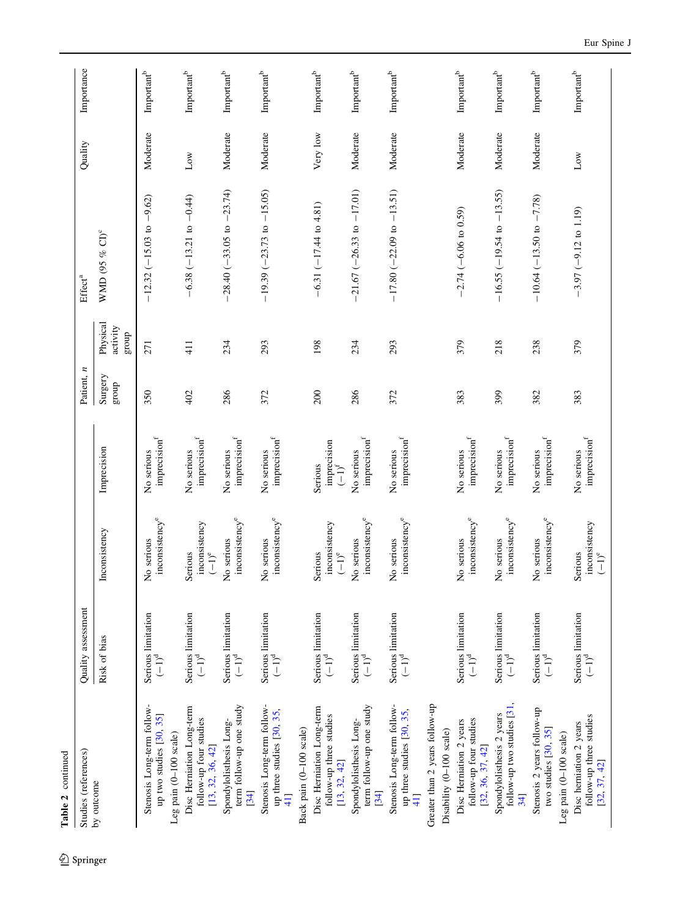**Table 2** continued

| Studies (references) by outcome | Quality assessment | | | Patient, n | | Effect[a] | Quality | Importance |
|---|---|---|---|---|---|---|---|---|
| | Risk of bias | Inconsistency | Imprecision | Surgery group | Physical activity group | WMD (95 % CI)[c] | | |
| Stenosis Long-term follow-up two studies [30, 35] | Serious limitation (−1)[d] | No serious inconsistency[e] | No serious imprecision[f] | 350 | 271 | −12.32 (−15.03 to −9.62) | Moderate | Important[b] |
| Leg pain (0–100 scale) | | | | | | | | |
| Disc Herniation Long-term follow-up four studies [13, 32, 36, 42] | Serious limitation (−1)[d] | Serious inconsistency (−1)[e] | No serious imprecision[f] | 402 | 411 | −6.38 (−13.21 to −0.44) | Low | Important[b] |
| Spondylolisthesis Long-term follow-up one study [34] | Serious limitation (−1)[d] | No serious inconsistency[e] | No serious imprecision[f] | 286 | 234 | −28.40 (−33.05 to −23.74) | Moderate | Important[b] |
| Stenosis Long-term follow-up three studies [30, 35, 41] | Serious limitation (−1)[d] | No serious inconsistency[e] | No serious imprecision[f] | 372 | 293 | −19.39 (−23.73 to −15.05) | Moderate | Important[b] |
| Back pain (0–100 scale) | | | | | | | | |
| Disc Herniation Long-term follow-up three studies [13, 32, 42] | Serious limitation (−1)[d] | Serious inconsistency (−1)[e] | Serious imprecision (−1)[f] | 200 | 198 | −6.31 (−17.44 to 4.81) | Very low | Important[b] |
| Spondylolisthesis Long-term follow-up one study [34] | Serious limitation (−1)[d] | No serious inconsistency[e] | No serious imprecision[f] | 286 | 234 | −21.67 (−26.33 to −17.01) | Moderate | Important[b] |
| Stenosis Long-term follow-up three studies [30, 35, 41] | Serious limitation (−1)[d] | No serious inconsistency[e] | No serious imprecision[f] | 372 | 293 | −17.80 (−22.09 to −13.51) | Moderate | Important[b] |
| Greater than 2 years follow-up | | | | | | | | |
| Disability (0–100 scale) | | | | | | | | |
| Disc Herniation 2 years follow-up four studies [32, 36, 37, 42] | Serious limitation (−1)[d] | No serious inconsistency[e] | No serious imprecision[f] | 383 | 379 | −2.74 (−6.06 to 0.59) | Moderate | Important[b] |
| Spondylolisthesis 2 years follow-up two studies [31, 34] | Serious limitation (−1)[d] | No serious inconsistency[e] | No serious imprecision[f] | 399 | 218 | −16.55 (−19.54 to −13.55) | Moderate | Important[b] |
| Stenosis 2 years follow-up two studies [30, 35] | Serious limitation (−1)[d] | No serious inconsistency[e] | No serious imprecision[f] | 382 | 238 | −10.64 (−13.50 to −7.78) | Moderate | Important[b] |
| Leg pain (0–100 scale) | | | | | | | | |
| Disc herniation 2 years follow-up three studies [32, 37, 42] | Serious limitation (−1)[d] | Serious inconsistency (−1)[e] | No serious imprecision[f] | 383 | 379 | −3.97 (−9.12 to 1.19) | Low | Important[b] |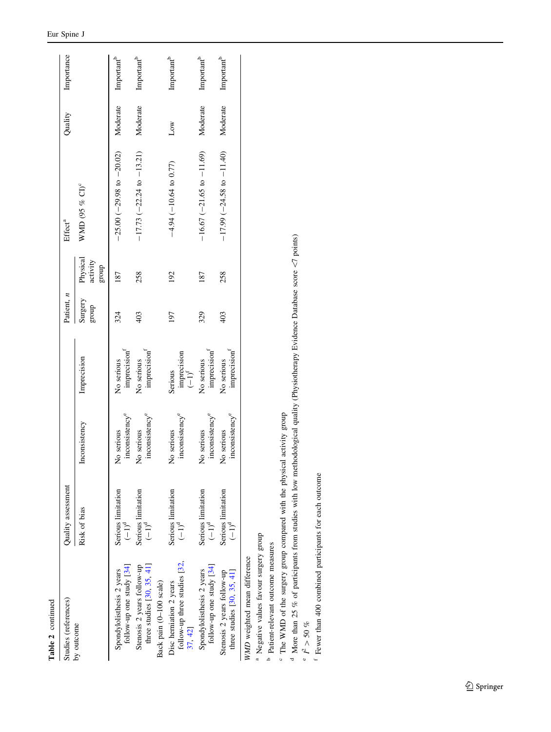**Table 2** continued

| Studies (references) by outcome | Quality assessment | | | Patient, *n* | | Effect[a] | Quality | Importance |
|---|---|---|---|---|---|---|---|---|
| | Risk of bias | Inconsistency | Imprecision | Surgery group | Physical activity group | WMD (95 % CI)[c] | | |
| Spondylolisthesis 2 years follow-up one study [34] | Serious limitation (−1)[d] | No serious inconsistency[e] | No serious imprecision[f] | 324 | 187 | −25.00 (−29.98 to −20.02) | Moderate | Important[b] |
| Stenosis 2 years follow-up three studies [30, 35, 41] | Serious limitation (−1)[d] | No serious inconsistency[e] | No serious imprecision[f] | 403 | 258 | −17.73 (−22.24 to −13.21) | Moderate | Important[b] |
| Back pain (0–100 scale) | | | | | | | | |
| Disc herniation 2 years follow-up three studies [32, 37, 42] | Serious limitation (−1)[d] | No serious inconsistency[e] | Serious imprecision (−1)[f] | 197 | 192 | −4.94 (−10.64 to 0.77) | Low | Important[b] |
| Spondylolisthesis 2 years follow-up one study [34] | Serious limitation (−1)[d] | No serious inconsistency[e] | No serious imprecision[f] | 329 | 187 | −16.67 (−21.65 to −11.69) | Moderate | Important[b] |
| Stenosis 2 years follow-up three studies [30, 35, 41] | Serious limitation (−1)[d] | No serious inconsistency[e] | No serious imprecision[f] | 403 | 258 | −17.99 (−24.58 to −11.40) | Moderate | Important[b] |

*WMD* weighted mean difference

[a] Negative values favour surgery group

[b] Patient-relevant outcome measures

[c] The WMD of the surgery group compared with the physical activity group

[d] More than 25 % of participants from studies with low methodological quality (Physiotherapy Evidence Database score <7 points)

[e] $I^2 > 50$ %

[f] Fewer than 400 combined participants for each outcome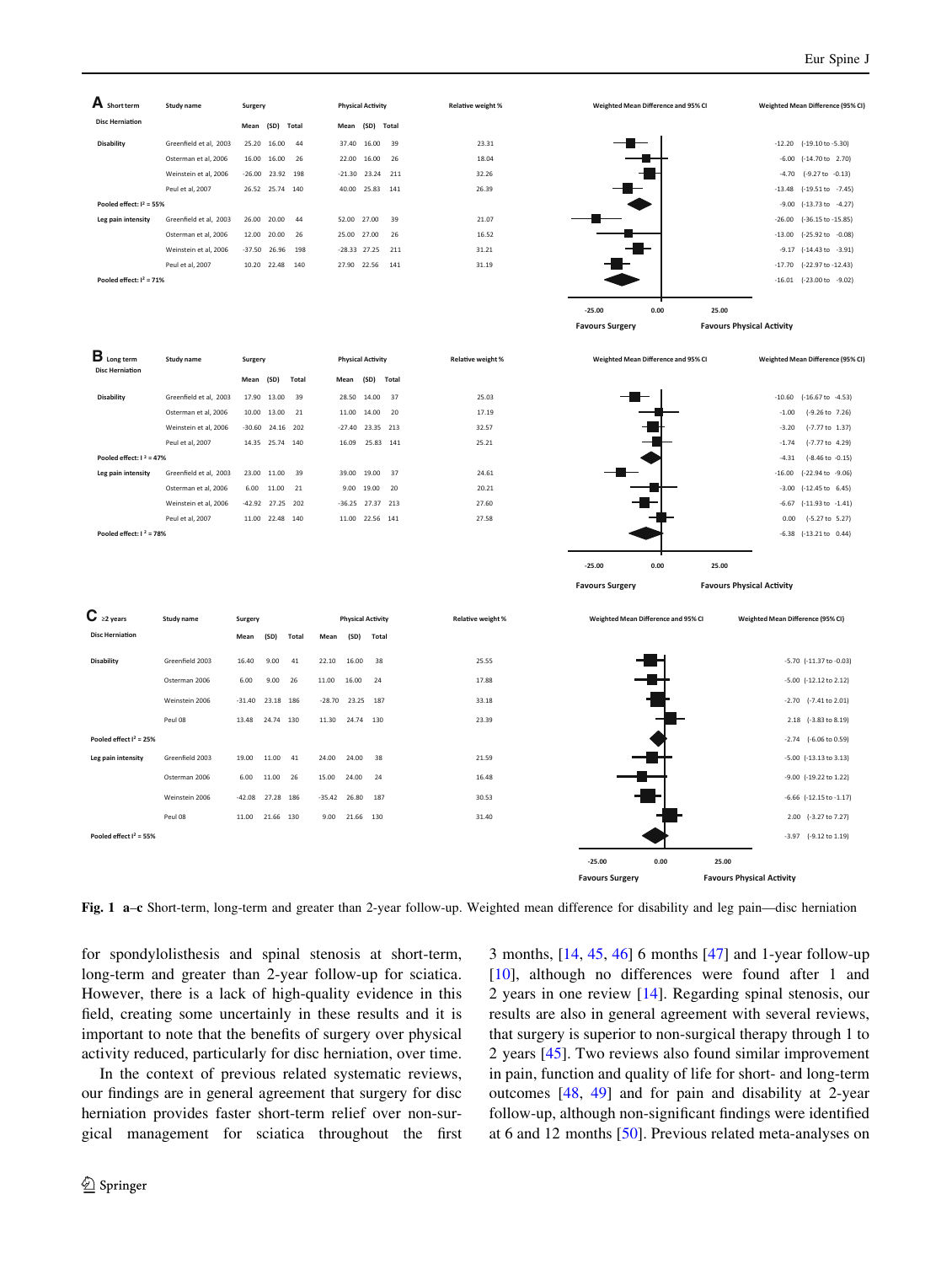**A** Short term — Disc Herniation

| | Study name | Surgery Mean | (SD) | Total | Physical Activity Mean | (SD) | Total | Relative weight % | Weighted Mean Difference (95% CI) |
|---|---|---|---|---|---|---|---|---|---|
| Disability | Greenfield et al, 2003 | 25.20 | 16.00 | 44 | 37.40 | 16.00 | 39 | 23.31 | -12.20 (-19.10 to -5.30) |
| | Osterman et al, 2006 | 16.00 | 16.00 | 26 | 22.00 | 16.00 | 26 | 18.04 | -6.00 (-14.70 to 2.70) |
| | Weinstein et al, 2006 | -26.00 | 23.92 | 198 | -21.30 | 23.24 | 211 | 32.26 | -4.70 (-9.27 to -0.13) |
| | Peul et al, 2007 | 26.52 | 25.74 | 140 | 40.00 | 25.83 | 141 | 26.39 | -13.48 (-19.51 to -7.45) |
| Pooled effect: I² = 55% | | | | | | | | | -9.00 (-13.73 to -4.27) |
| Leg pain intensity | Greenfield et al, 2003 | 26.00 | 20.00 | 44 | 52.00 | 27.00 | 39 | 21.07 | -26.00 (-36.15 to -15.85) |
| | Osterman et al, 2006 | 12.00 | 20.00 | 26 | 25.00 | 27.00 | 26 | 16.52 | -13.00 (-25.92 to -0.08) |
| | Weinstein et al, 2006 | -37.50 | 26.96 | 198 | -28.33 | 27.25 | 211 | 31.21 | -9.17 (-14.43 to -3.91) |
| | Peul et al, 2007 | 10.20 | 22.48 | 140 | 27.90 | 22.56 | 141 | 31.19 | -17.70 (-22.97 to -12.43) |
| Pooled effect: I² = 71% | | | | | | | | | -16.01 (-23.00 to -9.02) |

**B** Long term — Disc Herniation

| | Study name | Surgery Mean | (SD) | Total | Physical Activity Mean | (SD) | Total | Relative weight % | Weighted Mean Difference (95% CI) |
|---|---|---|---|---|---|---|---|---|---|
| Disability | Greenfield et al, 2003 | 17.90 | 13.00 | 39 | 28.50 | 14.00 | 37 | 25.03 | -10.60 (-16.67 to -4.53) |
| | Osterman et al, 2006 | 10.00 | 13.00 | 21 | 11.00 | 14.00 | 20 | 17.19 | -1.00 (-9.26 to 7.26) |
| | Weinstein et al, 2006 | -30.60 | 24.16 | 202 | -27.40 | 23.35 | 213 | 32.57 | -3.20 (-7.77 to 1.37) |
| | Peul et al, 2007 | 14.35 | 25.74 | 140 | 16.09 | 25.83 | 141 | 25.21 | -1.74 (-7.77 to 4.29) |
| Pooled effect: I² = 47% | | | | | | | | | -4.31 (-8.46 to -0.15) |
| Leg pain intensity | Greenfield et al, 2003 | 23.00 | 11.00 | 39 | 39.00 | 19.00 | 37 | 24.61 | -16.00 (-22.94 to -9.06) |
| | Osterman et al, 2006 | 6.00 | 11.00 | 21 | 9.00 | 19.00 | 20 | 20.21 | -3.00 (-12.45 to 6.45) |
| | Weinstein et al, 2006 | -42.92 | 27.25 | 202 | -36.25 | 27.37 | 213 | 27.60 | -6.67 (-11.93 to -1.41) |
| | Peul et al, 2007 | 11.00 | 22.48 | 140 | 11.00 | 22.56 | 141 | 27.58 | 0.00 (-5.27 to 5.27) |
| Pooled effect: I² = 78% | | | | | | | | | -6.38 (-13.21 to 0.44) |

**C** ≥2 years — Disc Herniation

| | Study name | Surgery Mean | (SD) | Total | Physical Activity Mean | (SD) | Total | Relative weight % | Weighted Mean Difference (95% CI) |
|---|---|---|---|---|---|---|---|---|---|
| Disability | Greenfield 2003 | 16.40 | 9.00 | 41 | 22.10 | 16.00 | 38 | 25.55 | -5.70 (-11.37 to -0.03) |
| | Osterman 2006 | 6.00 | 9.00 | 26 | 11.00 | 16.00 | 24 | 17.88 | -5.00 (-12.12 to 2.12) |
| | Weinstein 2006 | -31.40 | 23.18 | 186 | -28.70 | 23.25 | 187 | 33.18 | -2.70 (-7.41 to 2.01) |
| | Peul 08 | 13.48 | 24.74 | 130 | 11.30 | 24.74 | 130 | 23.39 | 2.18 (-3.83 to 8.19) |
| Pooled effect I² = 25% | | | | | | | | | -2.74 (-6.06 to 0.59) |
| Leg pain intensity | Greenfield 2003 | 19.00 | 11.00 | 41 | 24.00 | 24.00 | 38 | 21.59 | -5.00 (-13.13 to 3.13) |
| | Osterman 2006 | 6.00 | 11.00 | 26 | 15.00 | 24.00 | 24 | 16.48 | -9.00 (-19.22 to 1.22) |
| | Weinstein 2006 | -42.08 | 27.28 | 186 | -35.42 | 26.80 | 187 | 30.53 | -6.66 (-12.15 to -1.17) |
| | Peul 08 | 11.00 | 21.66 | 130 | 9.00 | 21.66 | 130 | 31.40 | 2.00 (-3.27 to 7.27) |
| Pooled effect I² = 55% | | | | | | | | | -3.97 (-9.12 to 1.19) |

Forest plot axis: -25.00, 0.00, 25.00 — Favours Surgery / Favours Physical Activity

**Fig. 1 a–c** Short-term, long-term and greater than 2-year follow-up. Weighted mean difference for disability and leg pain—disc herniation

for spondylolisthesis and spinal stenosis at short-term, long-term and greater than 2-year follow-up for sciatica. However, there is a lack of high-quality evidence in this field, creating some uncertainly in these results and it is important to note that the benefits of surgery over physical activity reduced, particularly for disc herniation, over time.

In the context of previous related systematic reviews, our findings are in general agreement that surgery for disc herniation provides faster short-term relief over non-surgical management for sciatica throughout the first 3 months, [14, 45, 46] 6 months [47] and 1-year follow-up [10], although no differences were found after 1 and 2 years in one review [14]. Regarding spinal stenosis, our results are also in general agreement with several reviews, that surgery is superior to non-surgical therapy through 1 to 2 years [45]. Two reviews also found similar improvement in pain, function and quality of life for short- and long-term outcomes [48, 49] and for pain and disability at 2-year follow-up, although non-significant findings were identified at 6 and 12 months [50]. Previous related meta-analyses on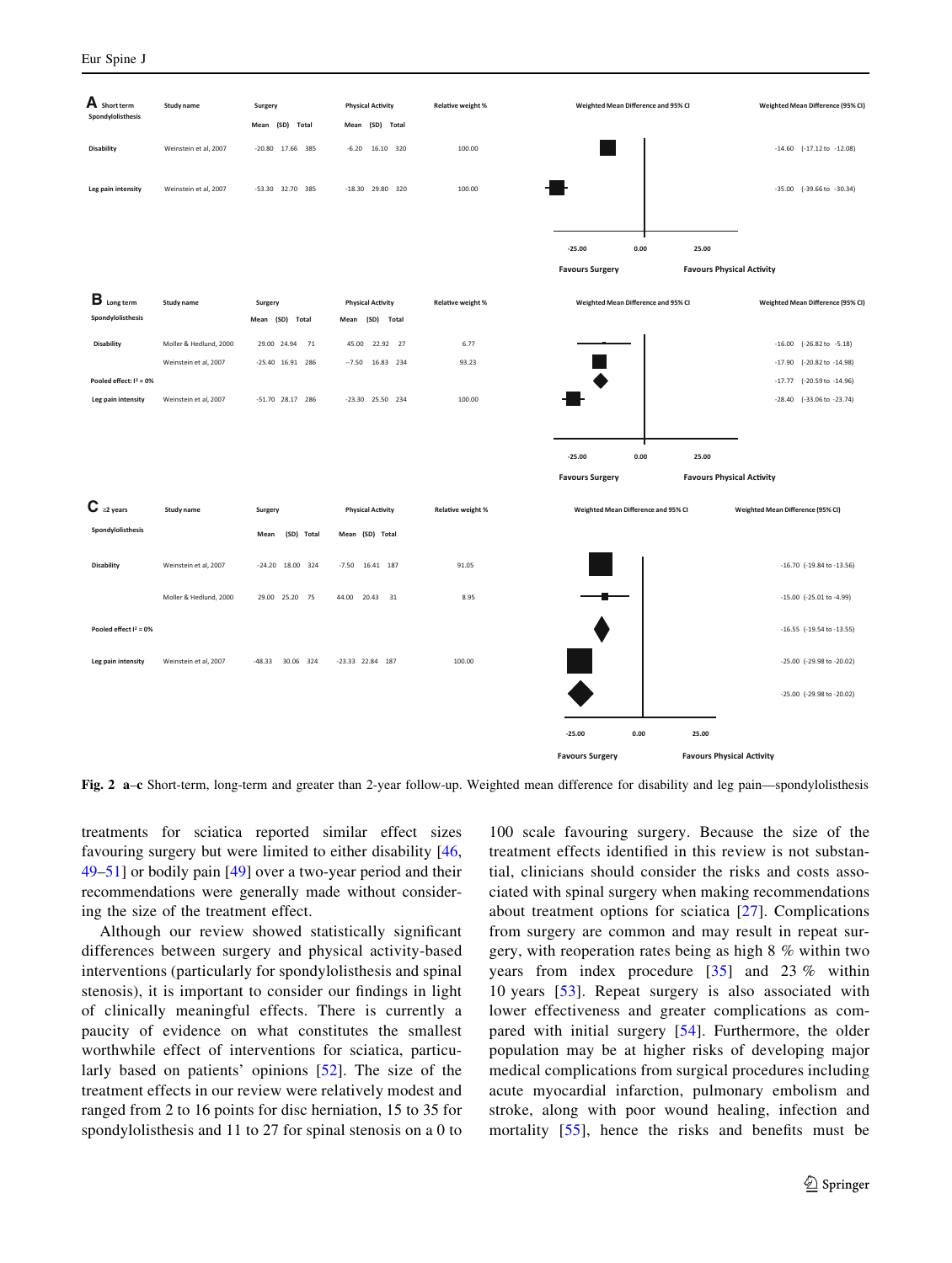**A** Short term Spondylolisthesis

| Outcome | Study name | Surgery Mean | Surgery (SD) | Surgery Total | Physical Activity Mean | Physical Activity (SD) | Physical Activity Total | Relative weight % | Weighted Mean Difference (95% CI) |
|---|---|---|---|---|---|---|---|---|---|
| Disability | Weinstein et al, 2007 | -20.80 | 17.66 | 385 | -6.20 | 16.10 | 320 | 100.00 | -14.60 (-17.12 to -12.08) |
| Leg pain intensity | Weinstein et al, 2007 | -53.30 | 32.70 | 385 | -18.30 | 29.80 | 320 | 100.00 | -35.00 (-39.66 to -30.34) |

**B** Long term Spondylolisthesis

| Outcome | Study name | Surgery Mean | Surgery (SD) | Surgery Total | Physical Activity Mean | Physical Activity (SD) | Physical Activity Total | Relative weight % | Weighted Mean Difference (95% CI) |
|---|---|---|---|---|---|---|---|---|---|
| Disability | Moller & Hedlund, 2000 | 29.00 | 24.94 | 71 | 45.00 | 22.92 | 27 | 6.77 | -16.00 (-26.82 to -5.18) |
| | Weinstein et al, 2007 | -25.40 | 16.91 | 286 | -7.50 | 16.83 | 234 | 93.23 | -17.90 (-20.82 to -14.98) |
| Pooled effect: I² = 0% | | | | | | | | | -17.77 (-20.59 to -14.96) |
| Leg pain intensity | Weinstein et al, 2007 | -51.70 | 28.17 | 286 | -23.30 | 25.50 | 234 | 100.00 | -28.40 (-33.06 to -23.74) |

**C** ≥2 years Spondylolisthesis

| Outcome | Study name | Surgery Mean | Surgery (SD) | Surgery Total | Physical Activity Mean | Physical Activity (SD) | Physical Activity Total | Relative weight % | Weighted Mean Difference (95% CI) |
|---|---|---|---|---|---|---|---|---|---|
| Disability | Weinstein et al, 2007 | -24.20 | 18.00 | 324 | -7.50 | 16.41 | 187 | 91.05 | -16.70 (-19.84 to -13.56) |
| | Moller & Hedlund, 2000 | 29.00 | 25.20 | 75 | 44.00 | 20.43 | 31 | 8.95 | -15.00 (-25.01 to -4.99) |
| Pooled effect I² = 0% | | | | | | | | | -16.55 (-19.54 to -13.55) |
| Leg pain intensity | Weinstein et al, 2007 | -48.33 | 30.06 | 324 | -23.33 | 22.84 | 187 | 100.00 | -25.00 (-29.98 to -20.02) |
| | | | | | | | | | -25.00 (-29.98 to -20.02) |

Weighted Mean Difference and 95% CI: -25.00, 0.00, 25.00 — Favours Surgery / Favours Physical Activity

**Fig. 2 a–c** Short-term, long-term and greater than 2-year follow-up. Weighted mean difference for disability and leg pain—spondylolisthesis

treatments for sciatica reported similar effect sizes favouring surgery but were limited to either disability [46, 49–51] or bodily pain [49] over a two-year period and their recommendations were generally made without considering the size of the treatment effect.

Although our review showed statistically significant differences between surgery and physical activity-based interventions (particularly for spondylolisthesis and spinal stenosis), it is important to consider our findings in light of clinically meaningful effects. There is currently a paucity of evidence on what constitutes the smallest worthwhile effect of interventions for sciatica, particularly based on patients' opinions [52]. The size of the treatment effects in our review were relatively modest and ranged from 2 to 16 points for disc herniation, 15 to 35 for spondylolisthesis and 11 to 27 for spinal stenosis on a 0 to 100 scale favouring surgery. Because the size of the treatment effects identified in this review is not substantial, clinicians should consider the risks and costs associated with spinal surgery when making recommendations about treatment options for sciatica [27]. Complications from surgery are common and may result in repeat surgery, with reoperation rates being as high as 8 % within two years from index procedure [35] and 23 % within 10 years [53]. Repeat surgery is also associated with lower effectiveness and greater complications as compared with initial surgery [54]. Furthermore, the older population may be at higher risks of developing major medical complications from surgical procedures including acute myocardial infarction, pulmonary embolism and stroke, along with poor wound healing, infection and mortality [55], hence the risks and benefits must be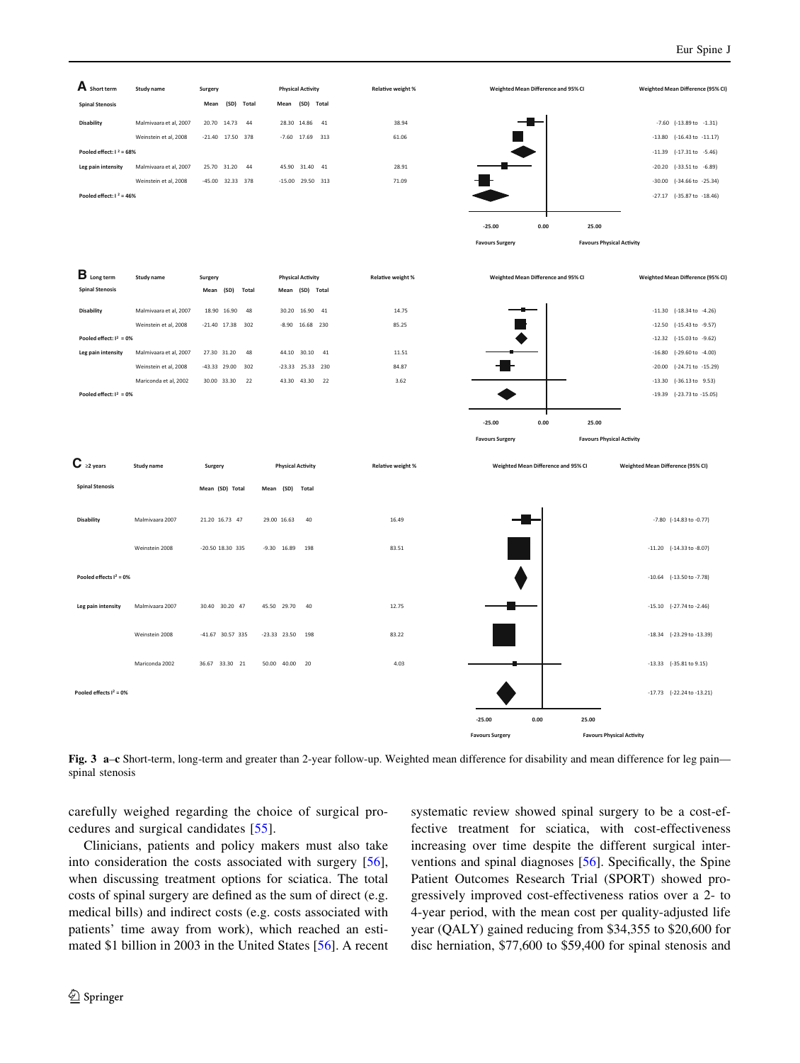**A** Short term

| Spinal Stenosis | Study name | Surgery Mean | (SD) | Total | Physical Activity Mean | (SD) | Total | Relative weight % | Weighted Mean Difference (95% CI) |
|---|---|---|---|---|---|---|---|---|---|
| Disability | Malmivaara et al, 2007 | 20.70 | 14.73 | 44 | 28.30 | 14.86 | 41 | 38.94 | -7.60 (-13.89 to -1.31) |
| | Weinstein et al, 2008 | -21.40 | 17.50 | 378 | -7.60 | 17.69 | 313 | 61.06 | -13.80 (-16.43 to -11.17) |
| Pooled effect: $I^2$ = 68% | | | | | | | | | -11.39 (-17.31 to -5.46) |
| Leg pain intensity | Malmivaara et al, 2007 | 25.70 | 31.20 | 44 | 45.90 | 31.40 | 41 | 28.91 | -20.20 (-33.51 to -6.89) |
| | Weinstein et al, 2008 | -45.00 | 32.33 | 378 | -15.00 | 29.50 | 313 | 71.09 | -30.00 (-34.66 to -25.34) |
| Pooled effect: $I^2$ = 46% | | | | | | | | | -27.17 (-35.87 to -18.46) |

**B** Long term

| Spinal Stenosis | Study name | Surgery Mean | (SD) | Total | Physical Activity Mean | (SD) | Total | Relative weight % | Weighted Mean Difference (95% CI) |
|---|---|---|---|---|---|---|---|---|---|
| Disability | Malmivaara et al, 2007 | 18.90 | 16.90 | 48 | 30.20 | 16.90 | 41 | 14.75 | -11.30 (-18.34 to -4.26) |
| | Weinstein et al, 2008 | -21.40 | 17.38 | 302 | -8.90 | 16.68 | 230 | 85.25 | -12.50 (-15.43 to -9.57) |
| Pooled effect: $I^2$ = 0% | | | | | | | | | -12.32 (-15.03 to -9.62) |
| Leg pain intensity | Malmivaara et al, 2007 | 27.30 | 31.20 | 48 | 44.10 | 30.10 | 41 | 11.51 | -16.80 (-29.60 to -4.00) |
| | Weinstein et al, 2008 | -43.33 | 29.00 | 302 | -23.33 | 25.33 | 230 | 84.87 | -20.00 (-24.71 to -15.29) |
| | Mariconda et al, 2002 | 30.00 | 33.30 | 22 | 43.30 | 43.30 | 22 | 3.62 | -13.30 (-36.13 to 9.53) |
| Pooled effect: $I^2$ = 0% | | | | | | | | | -19.39 (-23.73 to -15.05) |

**C** ≥2 years

| Spinal Stenosis | Study name | Surgery Mean | (SD) | Total | Physical Activity Mean | (SD) | Total | Relative weight % | Weighted Mean Difference (95% CI) |
|---|---|---|---|---|---|---|---|---|---|
| Disability | Malmivaara 2007 | 21.20 | 16.73 | 47 | 29.00 | 16.63 | 40 | 16.49 | -7.80 (-14.83 to -0.77) |
| | Weinstein 2008 | -20.50 | 18.30 | 335 | -9.30 | 16.89 | 198 | 83.51 | -11.20 (-14.33 to -8.07) |
| Pooled effects $I^2$ = 0% | | | | | | | | | -10.64 (-13.50 to -7.78) |
| Leg pain intensity | Malmivaara 2007 | 30.40 | 30.20 | 47 | 45.50 | 29.70 | 40 | 12.75 | -15.10 (-27.74 to -2.46) |
| | Weinstein 2008 | -41.67 | 30.57 | 335 | -23.33 | 23.50 | 198 | 83.22 | -18.34 (-23.29 to -13.39) |
| | Mariconda 2002 | 36.67 | 33.30 | 21 | 50.00 | 40.00 | 20 | 4.03 | -13.33 (-35.81 to 9.15) |
| Pooled effects $I^2$ = 0% | | | | | | | | | -17.73 (-22.24 to -13.21) |

Favours Surgery — Favours Physical Activity (axis: -25.00, 0.00, 25.00)

**Fig. 3 a–c** Short-term, long-term and greater than 2-year follow-up. Weighted mean difference for disability and mean difference for leg pain—spinal stenosis

carefully weighed regarding the choice of surgical procedures and surgical candidates [55].

Clinicians, patients and policy makers must also take into consideration the costs associated with surgery [56], when discussing treatment options for sciatica. The total costs of spinal surgery are defined as the sum of direct (e.g. medical bills) and indirect costs (e.g. costs associated with patients' time away from work), which reached an estimated $1 billion in 2003 in the United States [56]. A recent systematic review showed spinal surgery to be a cost-effective treatment for sciatica, with cost-effectiveness increasing over time despite the different surgical interventions and spinal diagnoses [56]. Specifically, the Spine Patient Outcomes Research Trial (SPORT) showed progressively improved cost-effectiveness ratios over a 2- to 4-year period, with the mean cost per quality-adjusted life year (QALY) gained reducing from $34,355 to $20,600 for disc herniation, $77,600 to $59,400 for spinal stenosis and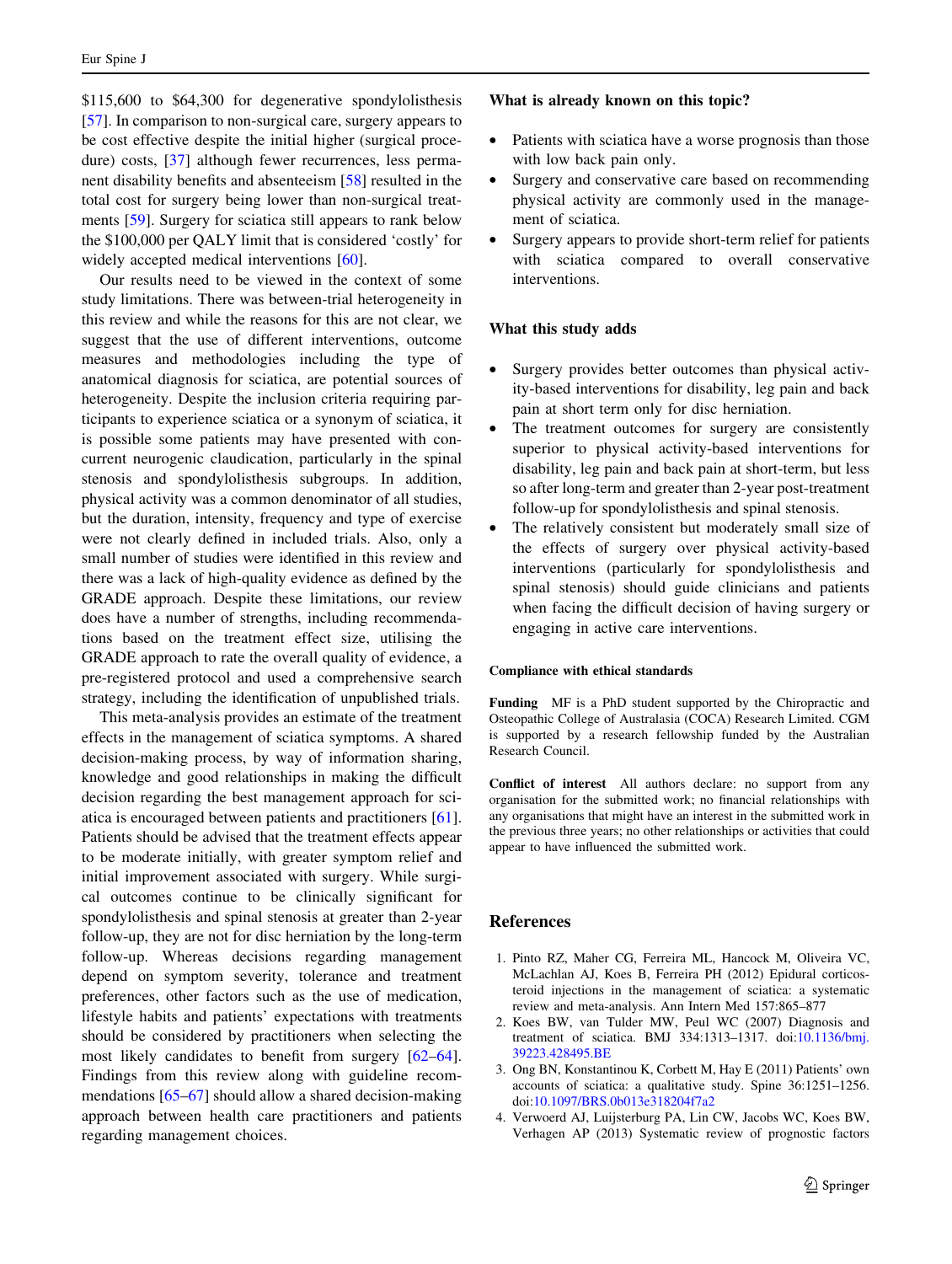$115,600 to $64,300 for degenerative spondylolisthesis [57]. In comparison to non-surgical care, surgery appears to be cost effective despite the initial higher (surgical procedure) costs, [37] although fewer recurrences, less permanent disability benefits and absenteeism [58] resulted in the total cost for surgery being lower than non-surgical treatments [59]. Surgery for sciatica still appears to rank below the $100,000 per QALY limit that is considered 'costly' for widely accepted medical interventions [60].

Our results need to be viewed in the context of some study limitations. There was between-trial heterogeneity in this review and while the reasons for this are not clear, we suggest that the use of different interventions, outcome measures and methodologies including the type of anatomical diagnosis for sciatica, are potential sources of heterogeneity. Despite the inclusion criteria requiring participants to experience sciatica or a synonym of sciatica, it is possible some patients may have presented with concurrent neurogenic claudication, particularly in the spinal stenosis and spondylolisthesis subgroups. In addition, physical activity was a common denominator of all studies, but the duration, intensity, frequency and type of exercise were not clearly defined in included trials. Also, only a small number of studies were identified in this review and there was a lack of high-quality evidence as defined by the GRADE approach. Despite these limitations, our review does have a number of strengths, including recommendations based on the treatment effect size, utilising the GRADE approach to rate the overall quality of evidence, a pre-registered protocol and used a comprehensive search strategy, including the identification of unpublished trials.

This meta-analysis provides an estimate of the treatment effects in the management of sciatica symptoms. A shared decision-making process, by way of information sharing, knowledge and good relationships in making the difficult decision regarding the best management approach for sciatica is encouraged between patients and practitioners [61]. Patients should be advised that the treatment effects appear to be moderate initially, with greater symptom relief and initial improvement associated with surgery. While surgical outcomes continue to be clinically significant for spondylolisthesis and spinal stenosis at greater than 2-year follow-up, they are not for disc herniation by the long-term follow-up. Whereas decisions regarding management depend on symptom severity, tolerance and treatment preferences, other factors such as the use of medication, lifestyle habits and patients' expectations with treatments should be considered by practitioners when selecting the most likely candidates to benefit from surgery [62–64]. Findings from this review along with guideline recommendations [65–67] should allow a shared decision-making approach between health care practitioners and patients regarding management choices.

### What is already known on this topic?

- Patients with sciatica have a worse prognosis than those with low back pain only.
- Surgery and conservative care based on recommending physical activity are commonly used in the management of sciatica.
- Surgery appears to provide short-term relief for patients with sciatica compared to overall conservative interventions.

### What this study adds

- Surgery provides better outcomes than physical activity-based interventions for disability, leg pain and back pain at short term only for disc herniation.
- The treatment outcomes for surgery are consistently superior to physical activity-based interventions for disability, leg pain and back pain at short-term, but less so after long-term and greater than 2-year post-treatment follow-up for spondylolisthesis and spinal stenosis.
- The relatively consistent but moderately small size of the effects of surgery over physical activity-based interventions (particularly for spondylolisthesis and spinal stenosis) should guide clinicians and patients when facing the difficult decision of having surgery or engaging in active care interventions.

#### Compliance with ethical standards

**Funding** MF is a PhD student supported by the Chiropractic and Osteopathic College of Australasia (COCA) Research Limited. CGM is supported by a research fellowship funded by the Australian Research Council.

**Conflict of interest** All authors declare: no support from any organisation for the submitted work; no financial relationships with any organisations that might have an interest in the submitted work in the previous three years; no other relationships or activities that could appear to have influenced the submitted work.

## References

1. Pinto RZ, Maher CG, Ferreira ML, Hancock M, Oliveira VC, McLachlan AJ, Koes B, Ferreira PH (2012) Epidural corticosteroid injections in the management of sciatica: a systematic review and meta-analysis. Ann Intern Med 157:865–877
2. Koes BW, van Tulder MW, Peul WC (2007) Diagnosis and treatment of sciatica. BMJ 334:1313–1317. doi:10.1136/bmj.39223.428495.BE
3. Ong BN, Konstantinou K, Corbett M, Hay E (2011) Patients' own accounts of sciatica: a qualitative study. Spine 36:1251–1256. doi:10.1097/BRS.0b013e318204f7a2
4. Verwoerd AJ, Luijsterburg PA, Lin CW, Jacobs WC, Koes BW, Verhagen AP (2013) Systematic review of prognostic factors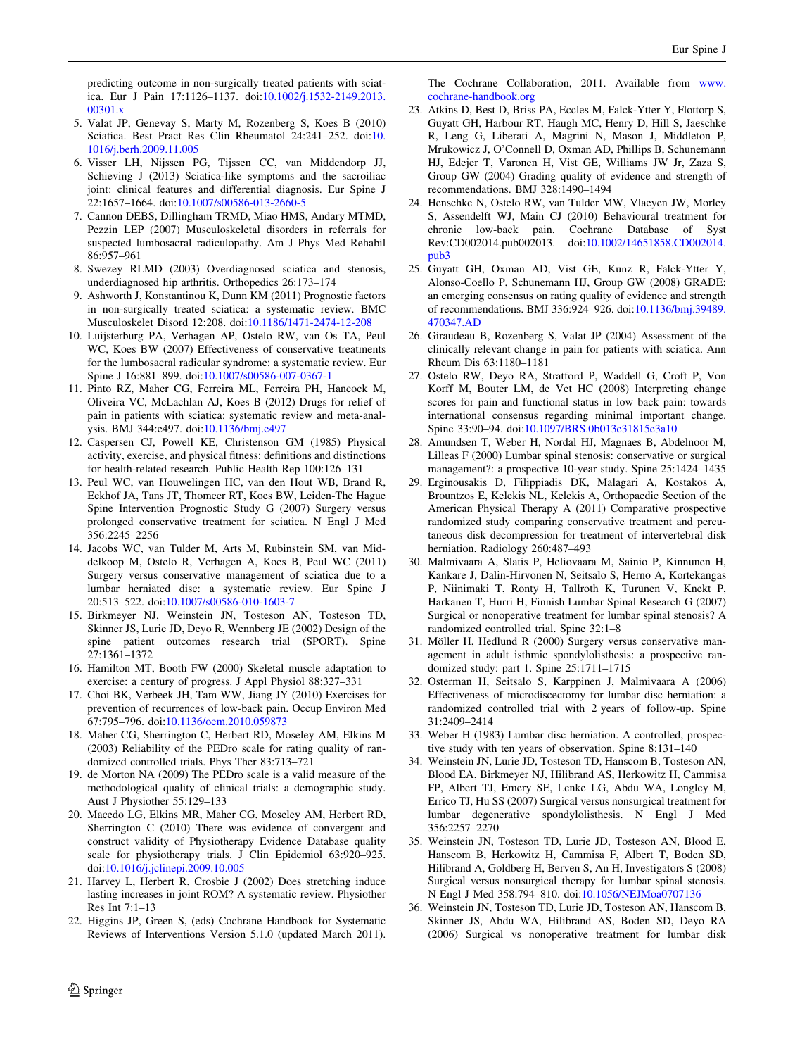predicting outcome in non-surgically treated patients with sciatica. Eur J Pain 17:1126–1137. doi:10.1002/j.1532-2149.2013.00301.x

5. Valat JP, Genevay S, Marty M, Rozenberg S, Koes B (2010) Sciatica. Best Pract Res Clin Rheumatol 24:241–252. doi:10.1016/j.berh.2009.11.005
6. Visser LH, Nijssen PG, Tijssen CC, van Middendorp JJ, Schieving J (2013) Sciatica-like symptoms and the sacroiliac joint: clinical features and differential diagnosis. Eur Spine J 22:1657–1664. doi:10.1007/s00586-013-2660-5
7. Cannon DEBS, Dillingham TRMD, Miao HMS, Andary MTMD, Pezzin LEP (2007) Musculoskeletal disorders in referrals for suspected lumbosacral radiculopathy. Am J Phys Med Rehabil 86:957–961
8. Swezey RLMD (2003) Overdiagnosed sciatica and stenosis, underdiagnosed hip arthritis. Orthopedics 26:173–174
9. Ashworth J, Konstantinou K, Dunn KM (2011) Prognostic factors in non-surgically treated sciatica: a systematic review. BMC Musculoskelet Disord 12:208. doi:10.1186/1471-2474-12-208
10. Luijsterburg PA, Verhagen AP, Ostelo RW, van Os TA, Peul WC, Koes BW (2007) Effectiveness of conservative treatments for the lumbosacral radicular syndrome: a systematic review. Eur Spine J 16:881–899. doi:10.1007/s00586-007-0367-1
11. Pinto RZ, Maher CG, Ferreira ML, Ferreira PH, Hancock M, Oliveira VC, McLachlan AJ, Koes B (2012) Drugs for relief of pain in patients with sciatica: systematic review and meta-analysis. BMJ 344:e497. doi:10.1136/bmj.e497
12. Caspersen CJ, Powell KE, Christenson GM (1985) Physical activity, exercise, and physical fitness: definitions and distinctions for health-related research. Public Health Rep 100:126–131
13. Peul WC, van Houwelingen HC, van den Hout WB, Brand R, Eekhof JA, Tans JT, Thomeer RT, Koes BW, Leiden-The Hague Spine Intervention Prognostic Study G (2007) Surgery versus prolonged conservative treatment for sciatica. N Engl J Med 356:2245–2256
14. Jacobs WC, van Tulder M, Arts M, Rubinstein SM, van Middelkoop M, Ostelo R, Verhagen A, Koes B, Peul WC (2011) Surgery versus conservative management of sciatica due to a lumbar herniated disc: a systematic review. Eur Spine J 20:513–522. doi:10.1007/s00586-010-1603-7
15. Birkmeyer NJ, Weinstein JN, Tosteson AN, Tosteson TD, Skinner JS, Lurie JD, Deyo R, Wennberg JE (2002) Design of the spine patient outcomes research trial (SPORT). Spine 27:1361–1372
16. Hamilton MT, Booth FW (2000) Skeletal muscle adaptation to exercise: a century of progress. J Appl Physiol 88:327–331
17. Choi BK, Verbeek JH, Tam WW, Jiang JY (2010) Exercises for prevention of recurrences of low-back pain. Occup Environ Med 67:795–796. doi:10.1136/oem.2010.059873
18. Maher CG, Sherrington C, Herbert RD, Moseley AM, Elkins M (2003) Reliability of the PEDro scale for rating quality of randomized controlled trials. Phys Ther 83:713–721
19. de Morton NA (2009) The PEDro scale is a valid measure of the methodological quality of clinical trials: a demographic study. Aust J Physiother 55:129–133
20. Macedo LG, Elkins MR, Maher CG, Moseley AM, Herbert RD, Sherrington C (2010) There was evidence of convergent and construct validity of Physiotherapy Evidence Database quality scale for physiotherapy trials. J Clin Epidemiol 63:920–925. doi:10.1016/j.jclinepi.2009.10.005
21. Harvey L, Herbert R, Crosbie J (2002) Does stretching induce lasting increases in joint ROM? A systematic review. Physiother Res Int 7:1–13
22. Higgins JP, Green S, (eds) Cochrane Handbook for Systematic Reviews of Interventions Version 5.1.0 (updated March 2011). The Cochrane Collaboration, 2011. Available from www.cochrane-handbook.org
23. Atkins D, Best D, Briss PA, Eccles M, Falck-Ytter Y, Flottorp S, Guyatt GH, Harbour RT, Haugh MC, Henry D, Hill S, Jaeschke R, Leng G, Liberati A, Magrini N, Mason J, Middleton P, Mrukowicz J, O'Connell D, Oxman AD, Phillips B, Schunemann HJ, Edejer T, Varonen H, Vist GE, Williams JW Jr, Zaza S, Group GW (2004) Grading quality of evidence and strength of recommendations. BMJ 328:1490–1494
24. Henschke N, Ostelo RW, van Tulder MW, Vlaeyen JW, Morley S, Assendelft WJ, Main CJ (2010) Behavioural treatment for chronic low-back pain. Cochrane Database of Syst Rev:CD002014.pub002013. doi:10.1002/14651858.CD002014.pub3
25. Guyatt GH, Oxman AD, Vist GE, Kunz R, Falck-Ytter Y, Alonso-Coello P, Schunemann HJ, Group GW (2008) GRADE: an emerging consensus on rating quality of evidence and strength of recommendations. BMJ 336:924–926. doi:10.1136/bmj.39489.470347.AD
26. Giraudeau B, Rozenberg S, Valat JP (2004) Assessment of the clinically relevant change in pain for patients with sciatica. Ann Rheum Dis 63:1180–1181
27. Ostelo RW, Deyo RA, Stratford P, Waddell G, Croft P, Von Korff M, Bouter LM, de Vet HC (2008) Interpreting change scores for pain and functional status in low back pain: towards international consensus regarding minimal important change. Spine 33:90–94. doi:10.1097/BRS.0b013e31815e3a10
28. Amundsen T, Weber H, Nordal HJ, Magnaes B, Abdelnoor M, Lilleas F (2000) Lumbar spinal stenosis: conservative or surgical management?: a prospective 10-year study. Spine 25:1424–1435
29. Erginousakis D, Filippiadis DK, Malagari A, Kostakos A, Brountzos E, Kelekis NL, Kelekis A, Orthopaedic Section of the American Physical Therapy A (2011) Comparative prospective randomized study comparing conservative treatment and percutaneous disk decompression for treatment of intervertebral disk herniation. Radiology 260:487–493
30. Malmivaara A, Slatis P, Heliovaara M, Sainio P, Kinnunen H, Kankare J, Dalin-Hirvonen N, Seitsalo S, Herno A, Kortekangas P, Niinimaki T, Ronty H, Tallroth K, Turunen V, Knekt P, Harkanen T, Hurri H, Finnish Lumbar Spinal Research G (2007) Surgical or nonoperative treatment for lumbar spinal stenosis? A randomized controlled trial. Spine 32:1–8
31. Möller H, Hedlund R (2000) Surgery versus conservative management in adult isthmic spondylolisthesis: a prospective randomized study: part 1. Spine 25:1711–1715
32. Osterman H, Seitsalo S, Karppinen J, Malmivaara A (2006) Effectiveness of microdiscectomy for lumbar disc herniation: a randomized controlled trial with 2 years of follow-up. Spine 31:2409–2414
33. Weber H (1983) Lumbar disc herniation. A controlled, prospective study with ten years of observation. Spine 8:131–140
34. Weinstein JN, Lurie JD, Tosteson TD, Hanscom B, Tosteson AN, Blood EA, Birkmeyer NJ, Hilibrand AS, Herkowitz H, Cammisa FP, Albert TJ, Emery SE, Lenke LG, Abdu WA, Longley M, Errico TJ, Hu SS (2007) Surgical versus nonsurgical treatment for lumbar degenerative spondylolisthesis. N Engl J Med 356:2257–2270
35. Weinstein JN, Tosteson TD, Lurie JD, Tosteson AN, Blood E, Hanscom B, Herkowitz H, Cammisa F, Albert T, Boden SD, Hilibrand A, Goldberg H, Berven S, An H, Investigators S (2008) Surgical versus nonsurgical therapy for lumbar spinal stenosis. N Engl J Med 358:794–810. doi:10.1056/NEJMoa0707136
36. Weinstein JN, Tosteson TD, Lurie JD, Tosteson AN, Hanscom B, Skinner JS, Abdu WA, Hilibrand AS, Boden SD, Deyo RA (2006) Surgical vs nonoperative treatment for lumbar disk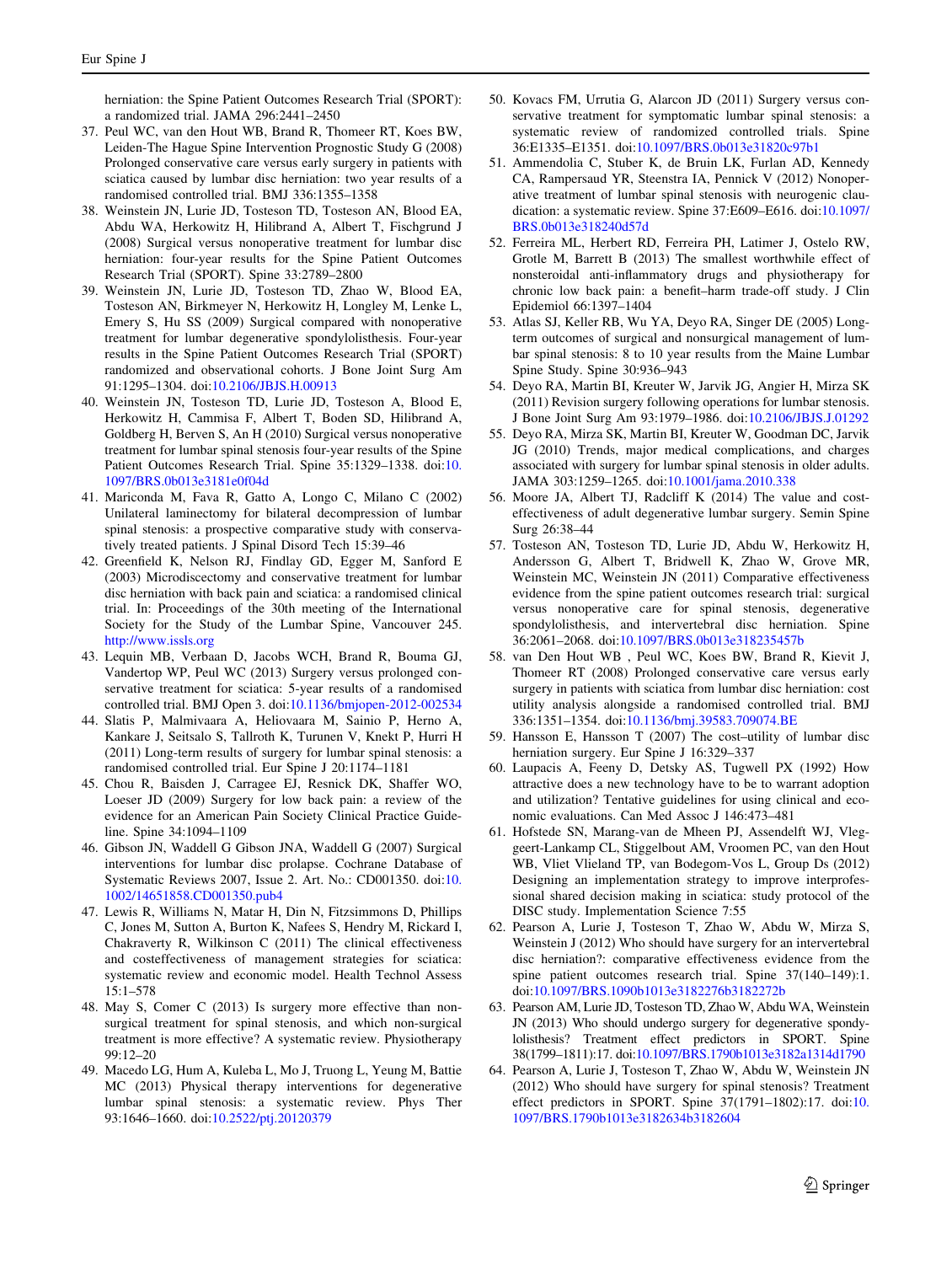herniation: the Spine Patient Outcomes Research Trial (SPORT): a randomized trial. JAMA 296:2441–2450

37. Peul WC, van den Hout WB, Brand R, Thomeer RT, Koes BW, Leiden-The Hague Spine Intervention Prognostic Study G (2008) Prolonged conservative care versus early surgery in patients with sciatica caused by lumbar disc herniation: two year results of a randomised controlled trial. BMJ 336:1355–1358
38. Weinstein JN, Lurie JD, Tosteson TD, Tosteson AN, Blood EA, Abdu WA, Herkowitz H, Hilibrand A, Albert T, Fischgrund J (2008) Surgical versus nonoperative treatment for lumbar disc herniation: four-year results for the Spine Patient Outcomes Research Trial (SPORT). Spine 33:2789–2800
39. Weinstein JN, Lurie JD, Tosteson TD, Zhao W, Blood EA, Tosteson AN, Birkmeyer N, Herkowitz H, Longley M, Lenke L, Emery S, Hu SS (2009) Surgical compared with nonoperative treatment for lumbar degenerative spondylolisthesis. Four-year results in the Spine Patient Outcomes Research Trial (SPORT) randomized and observational cohorts. J Bone Joint Surg Am 91:1295–1304. doi:10.2106/JBJS.H.00913
40. Weinstein JN, Tosteson TD, Lurie JD, Tosteson A, Blood E, Herkowitz H, Cammisa F, Albert T, Boden SD, Hilibrand A, Goldberg H, Berven S, An H (2010) Surgical versus nonoperative treatment for lumbar spinal stenosis four-year results of the Spine Patient Outcomes Research Trial. Spine 35:1329–1338. doi:10.1097/BRS.0b013e3181e0f04d
41. Mariconda M, Fava R, Gatto A, Longo C, Milano C (2002) Unilateral laminectomy for bilateral decompression of lumbar spinal stenosis: a prospective comparative study with conservatively treated patients. J Spinal Disord Tech 15:39–46
42. Greenfield K, Nelson RJ, Findlay GD, Egger M, Sanford E (2003) Microdiscectomy and conservative treatment for lumbar disc herniation with back pain and sciatica: a randomised clinical trial. In: Proceedings of the 30th meeting of the International Society for the Study of the Lumbar Spine, Vancouver 245. http://www.issls.org
43. Lequin MB, Verbaan D, Jacobs WCH, Brand R, Bouma GJ, Vandertop WP, Peul WC (2013) Surgery versus prolonged conservative treatment for sciatica: 5-year results of a randomised controlled trial. BMJ Open 3. doi:10.1136/bmjopen-2012-002534
44. Slatis P, Malmivaara A, Heliovaara M, Sainio P, Herno A, Kankare J, Seitsalo S, Tallroth K, Turunen V, Knekt P, Hurri H (2011) Long-term results of surgery for lumbar spinal stenosis: a randomised controlled trial. Eur Spine J 20:1174–1181
45. Chou R, Baisden J, Carragee EJ, Resnick DK, Shaffer WO, Loeser JD (2009) Surgery for low back pain: a review of the evidence for an American Pain Society Clinical Practice Guideline. Spine 34:1094–1109
46. Gibson JN, Waddell G Gibson JNA, Waddell G (2007) Surgical interventions for lumbar disc prolapse. Cochrane Database of Systematic Reviews 2007, Issue 2. Art. No.: CD001350. doi:10.1002/14651858.CD001350.pub4
47. Lewis R, Williams N, Matar H, Din N, Fitzsimmons D, Phillips C, Jones M, Sutton A, Burton K, Nafees S, Hendry M, Rickard I, Chakraverty R, Wilkinson C (2011) The clinical effectiveness and costeffectiveness of management strategies for sciatica: systematic review and economic model. Health Technol Assess 15:1–578
48. May S, Comer C (2013) Is surgery more effective than non-surgical treatment for spinal stenosis, and which non-surgical treatment is more effective? A systematic review. Physiotherapy 99:12–20
49. Macedo LG, Hum A, Kuleba L, Mo J, Truong L, Yeung M, Battie MC (2013) Physical therapy interventions for degenerative lumbar spinal stenosis: a systematic review. Phys Ther 93:1646–1660. doi:10.2522/ptj.20120379
50. Kovacs FM, Urrutia G, Alarcon JD (2011) Surgery versus conservative treatment for symptomatic lumbar spinal stenosis: a systematic review of randomized controlled trials. Spine 36:E1335–E1351. doi:10.1097/BRS.0b013e31820c97b1
51. Ammendolia C, Stuber K, de Bruin LK, Furlan AD, Kennedy CA, Rampersaud YR, Steenstra IA, Pennick V (2012) Nonoperative treatment of lumbar spinal stenosis with neurogenic claudication: a systematic review. Spine 37:E609–E616. doi:10.1097/BRS.0b013e318240d57d
52. Ferreira ML, Herbert RD, Ferreira PH, Latimer J, Ostelo RW, Grotle M, Barrett B (2013) The smallest worthwhile effect of nonsteroidal anti-inflammatory drugs and physiotherapy for chronic low back pain: a benefit–harm trade-off study. J Clin Epidemiol 66:1397–1404
53. Atlas SJ, Keller RB, Wu YA, Deyo RA, Singer DE (2005) Long-term outcomes of surgical and nonsurgical management of lumbar spinal stenosis: 8 to 10 year results from the Maine Lumbar Spine Study. Spine 30:936–943
54. Deyo RA, Martin BI, Kreuter W, Jarvik JG, Angier H, Mirza SK (2011) Revision surgery following operations for lumbar stenosis. J Bone Joint Surg Am 93:1979–1986. doi:10.2106/JBJS.J.01292
55. Deyo RA, Mirza SK, Martin BI, Kreuter W, Goodman DC, Jarvik JG (2010) Trends, major medical complications, and charges associated with surgery for lumbar spinal stenosis in older adults. JAMA 303:1259–1265. doi:10.1001/jama.2010.338
56. Moore JA, Albert TJ, Radcliff K (2014) The value and cost-effectiveness of adult degenerative lumbar surgery. Semin Spine Surg 26:38–44
57. Tosteson AN, Tosteson TD, Lurie JD, Abdu W, Herkowitz H, Andersson G, Albert T, Bridwell K, Zhao W, Grove MR, Weinstein MC, Weinstein JN (2011) Comparative effectiveness evidence from the spine patient outcomes research trial: surgical versus nonoperative care for spinal stenosis, degenerative spondylolisthesis, and intervertebral disc herniation. Spine 36:2061–2068. doi:10.1097/BRS.0b013e318235457b
58. van Den Hout WB , Peul WC, Koes BW, Brand R, Kievit J, Thomeer RT (2008) Prolonged conservative care versus early surgery in patients with sciatica from lumbar disc herniation: cost utility analysis alongside a randomised controlled trial. BMJ 336:1351–1354. doi:10.1136/bmj.39583.709074.BE
59. Hansson E, Hansson T (2007) The cost–utility of lumbar disc herniation surgery. Eur Spine J 16:329–337
60. Laupacis A, Feeny D, Detsky AS, Tugwell PX (1992) How attractive does a new technology have to be to warrant adoption and utilization? Tentative guidelines for using clinical and economic evaluations. Can Med Assoc J 146:473–481
61. Hofstede SN, Marang-van de Mheen PJ, Assendelft WJ, Vleggeert-Lankamp CL, Stiggelbout AM, Vroomen PC, van den Hout WB, Vliet Vlieland TP, van Bodegom-Vos L, Group Ds (2012) Designing an implementation strategy to improve interprofessional shared decision making in sciatica: study protocol of the DISC study. Implementation Science 7:55
62. Pearson A, Lurie J, Tosteson T, Zhao W, Abdu W, Mirza S, Weinstein J (2012) Who should have surgery for an intervertebral disc herniation?: comparative effectiveness evidence from the spine patient outcomes research trial. Spine 37(140–149):1. doi:10.1097/BRS.1090b1013e3182276b3182272b
63. Pearson AM, Lurie JD, Tosteson TD, Zhao W, Abdu WA, Weinstein JN (2013) Who should undergo surgery for degenerative spondylolisthesis? Treatment effect predictors in SPORT. Spine 38(1799–1811):17. doi:10.1097/BRS.1790b1013e3182a1314d1790
64. Pearson A, Lurie J, Tosteson T, Zhao W, Abdu W, Weinstein JN (2012) Who should have surgery for spinal stenosis? Treatment effect predictors in SPORT. Spine 37(1791–1802):17. doi:10.1097/BRS.1790b1013e3182634b3182604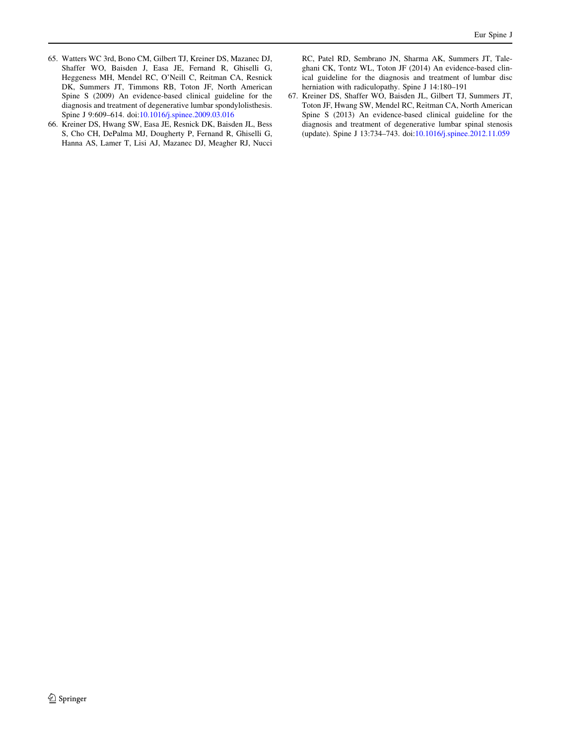65. Watters WC 3rd, Bono CM, Gilbert TJ, Kreiner DS, Mazanec DJ, Shaffer WO, Baisden J, Easa JE, Fernand R, Ghiselli G, Heggeness MH, Mendel RC, O'Neill C, Reitman CA, Resnick DK, Summers JT, Timmons RB, Toton JF, North American Spine S (2009) An evidence-based clinical guideline for the diagnosis and treatment of degenerative lumbar spondylolisthesis. Spine J 9:609–614. doi:10.1016/j.spinee.2009.03.016
66. Kreiner DS, Hwang SW, Easa JE, Resnick DK, Baisden JL, Bess S, Cho CH, DePalma MJ, Dougherty P, Fernand R, Ghiselli G, Hanna AS, Lamer T, Lisi AJ, Mazanec DJ, Meagher RJ, Nucci RC, Patel RD, Sembrano JN, Sharma AK, Summers JT, Taleghani CK, Tontz WL, Toton JF (2014) An evidence-based clinical guideline for the diagnosis and treatment of lumbar disc herniation with radiculopathy. Spine J 14:180–191
67. Kreiner DS, Shaffer WO, Baisden JL, Gilbert TJ, Summers JT, Toton JF, Hwang SW, Mendel RC, Reitman CA, North American Spine S (2013) An evidence-based clinical guideline for the diagnosis and treatment of degenerative lumbar spinal stenosis (update). Spine J 13:734–743. doi:10.1016/j.spinee.2012.11.059